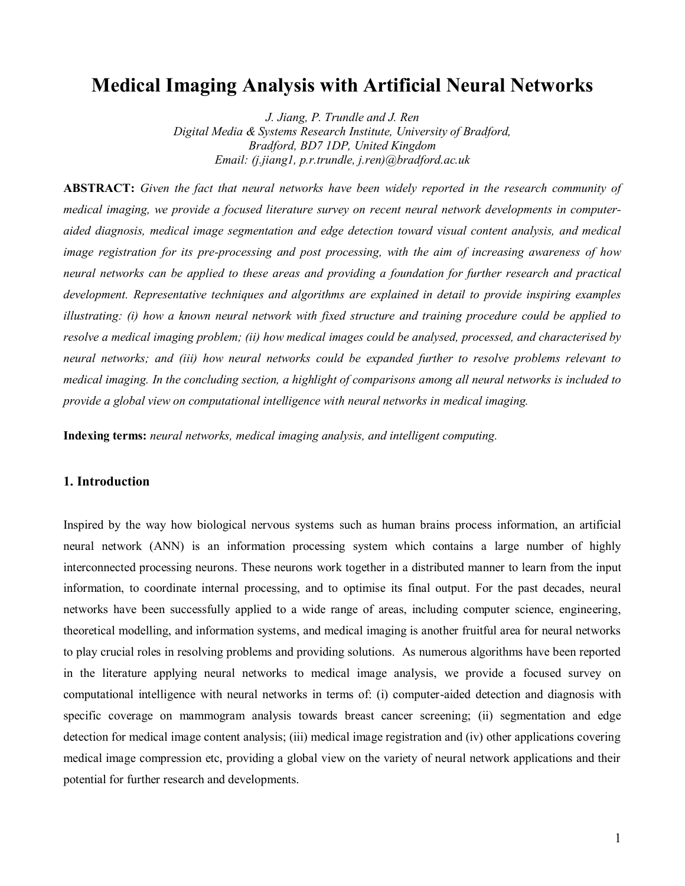# Medical Imaging Analysis with Artificial Neural Networks

*J. Jiang, P. Trundle and J. Ren*
*Digital Media & Systems Research Institute, University of Bradford,*
*Bradford, BD7 1DP, United Kingdom*
*Email: (j.jiang1, p.r.trundle, j.ren)@bradford.ac.uk*

**ABSTRACT:** *Given the fact that neural networks have been widely reported in the research community of medical imaging, we provide a focused literature survey on recent neural network developments in computer-aided diagnosis, medical image segmentation and edge detection toward visual content analysis, and medical image registration for its pre-processing and post processing, with the aim of increasing awareness of how neural networks can be applied to these areas and providing a foundation for further research and practical development. Representative techniques and algorithms are explained in detail to provide inspiring examples illustrating: (i) how a known neural network with fixed structure and training procedure could be applied to resolve a medical imaging problem; (ii) how medical images could be analysed, processed, and characterised by neural networks; and (iii) how neural networks could be expanded further to resolve problems relevant to medical imaging. In the concluding section, a highlight of comparisons among all neural networks is included to provide a global view on computational intelligence with neural networks in medical imaging.*

**Indexing terms:** *neural networks, medical imaging analysis, and intelligent computing.*

## 1. Introduction

Inspired by the way how biological nervous systems such as human brains process information, an artificial neural network (ANN) is an information processing system which contains a large number of highly interconnected processing neurons. These neurons work together in a distributed manner to learn from the input information, to coordinate internal processing, and to optimise its final output. For the past decades, neural networks have been successfully applied to a wide range of areas, including computer science, engineering, theoretical modelling, and information systems, and medical imaging is another fruitful area for neural networks to play crucial roles in resolving problems and providing solutions. As numerous algorithms have been reported in the literature applying neural networks to medical image analysis, we provide a focused survey on computational intelligence with neural networks in terms of: (i) computer-aided detection and diagnosis with specific coverage on mammogram analysis towards breast cancer screening; (ii) segmentation and edge detection for medical image content analysis; (iii) medical image registration and (iv) other applications covering medical image compression etc, providing a global view on the variety of neural network applications and their potential for further research and developments.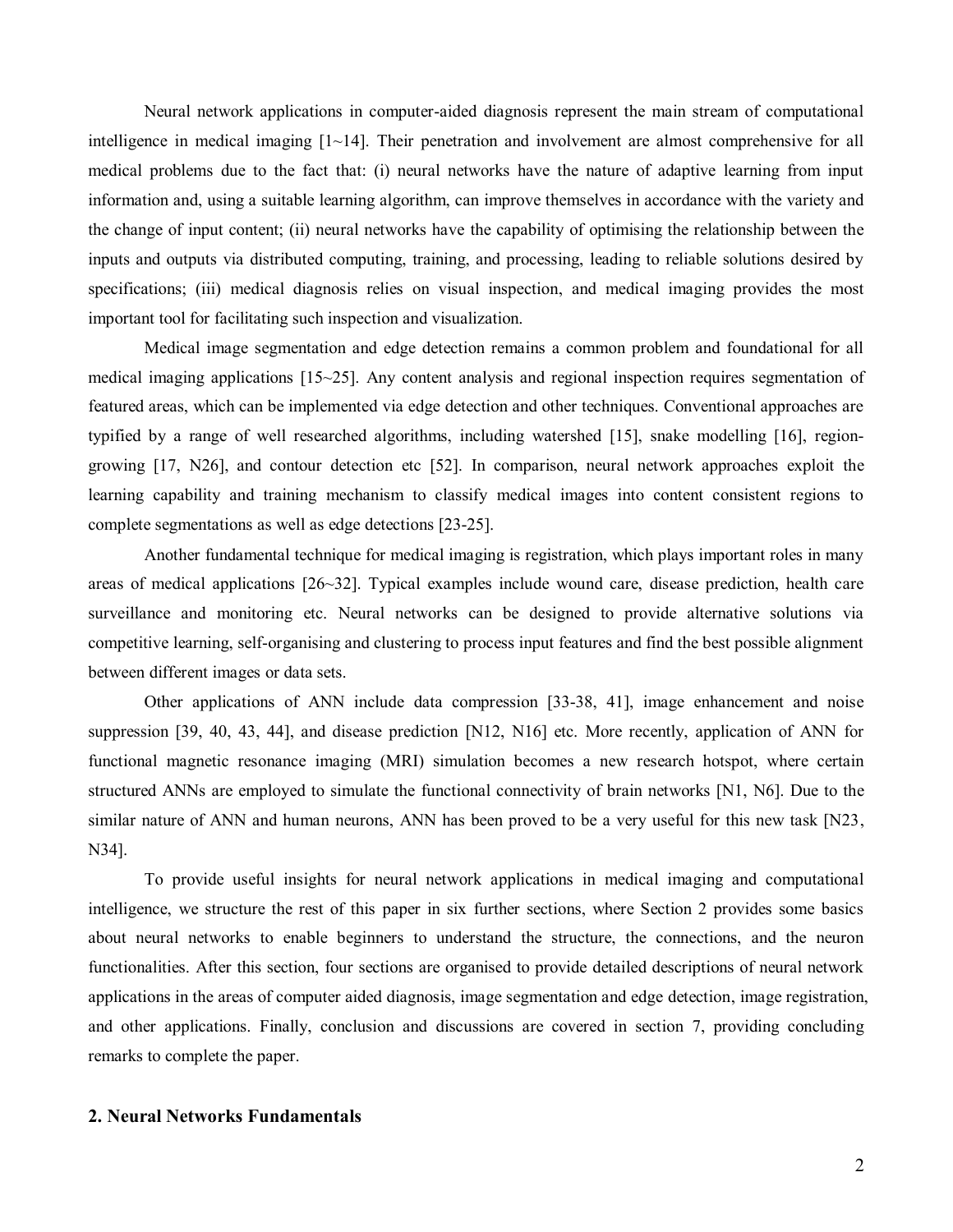Neural network applications in computer-aided diagnosis represent the main stream of computational intelligence in medical imaging [1~14]. Their penetration and involvement are almost comprehensive for all medical problems due to the fact that: (i) neural networks have the nature of adaptive learning from input information and, using a suitable learning algorithm, can improve themselves in accordance with the variety and the change of input content; (ii) neural networks have the capability of optimising the relationship between the inputs and outputs via distributed computing, training, and processing, leading to reliable solutions desired by specifications; (iii) medical diagnosis relies on visual inspection, and medical imaging provides the most important tool for facilitating such inspection and visualization.

Medical image segmentation and edge detection remains a common problem and foundational for all medical imaging applications [15~25]. Any content analysis and regional inspection requires segmentation of featured areas, which can be implemented via edge detection and other techniques. Conventional approaches are typified by a range of well researched algorithms, including watershed [15], snake modelling [16], region-growing [17, N26], and contour detection etc [52]. In comparison, neural network approaches exploit the learning capability and training mechanism to classify medical images into content consistent regions to complete segmentations as well as edge detections [23-25].

Another fundamental technique for medical imaging is registration, which plays important roles in many areas of medical applications [26~32]. Typical examples include wound care, disease prediction, health care surveillance and monitoring etc. Neural networks can be designed to provide alternative solutions via competitive learning, self-organising and clustering to process input features and find the best possible alignment between different images or data sets.

Other applications of ANN include data compression [33-38, 41], image enhancement and noise suppression [39, 40, 43, 44], and disease prediction [N12, N16] etc. More recently, application of ANN for functional magnetic resonance imaging (MRI) simulation becomes a new research hotspot, where certain structured ANNs are employed to simulate the functional connectivity of brain networks [N1, N6]. Due to the similar nature of ANN and human neurons, ANN has been proved to be a very useful for this new task [N23, N34].

To provide useful insights for neural network applications in medical imaging and computational intelligence, we structure the rest of this paper in six further sections, where Section 2 provides some basics about neural networks to enable beginners to understand the structure, the connections, and the neuron functionalities. After this section, four sections are organised to provide detailed descriptions of neural network applications in the areas of computer aided diagnosis, image segmentation and edge detection, image registration, and other applications. Finally, conclusion and discussions are covered in section 7, providing concluding remarks to complete the paper.

## 2. Neural Networks Fundamentals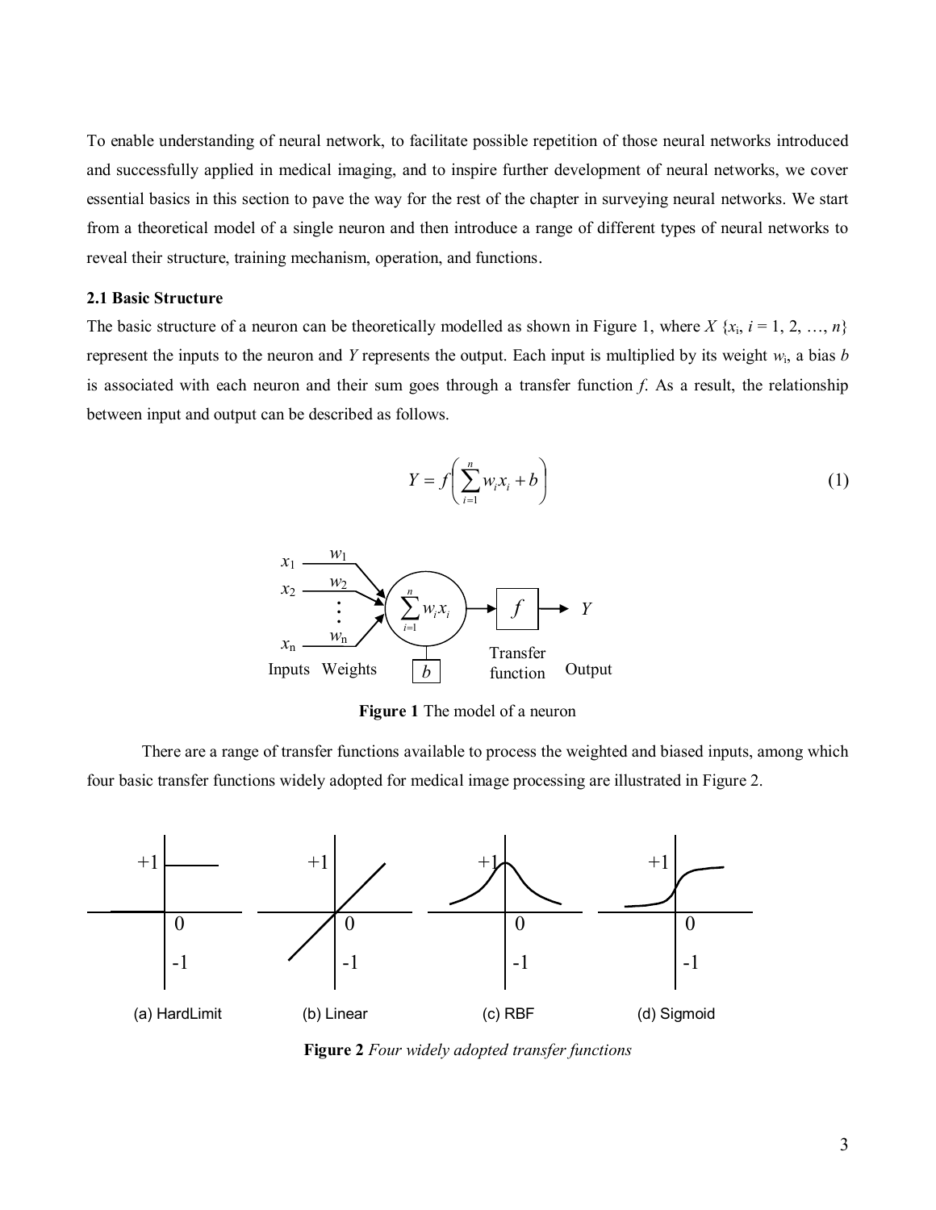To enable understanding of neural network, to facilitate possible repetition of those neural networks introduced and successfully applied in medical imaging, and to inspire further development of neural networks, we cover essential basics in this section to pave the way for the rest of the chapter in surveying neural networks. We start from a theoretical model of a single neuron and then introduce a range of different types of neural networks to reveal their structure, training mechanism, operation, and functions.

**2.1 Basic Structure**

The basic structure of a neuron can be theoretically modelled as shown in Figure 1, where $X$ $\{x_i, i = 1, 2, \ldots, n\}$ represent the inputs to the neuron and $Y$ represents the output. Each input is multiplied by its weight $w_i$, a bias $b$ is associated with each neuron and their sum goes through a transfer function $f$. As a result, the relationship between input and output can be described as follows.

$$Y = f\left(\sum_{i=1}^{n} w_i x_i + b\right) \tag{1}$$

**Figure 1** The model of a neuron

There are a range of transfer functions available to process the weighted and biased inputs, among which four basic transfer functions widely adopted for medical image processing are illustrated in Figure 2.

(a) HardLimit (b) Linear (c) RBF (d) Sigmoid

**Figure 2** *Four widely adopted transfer functions*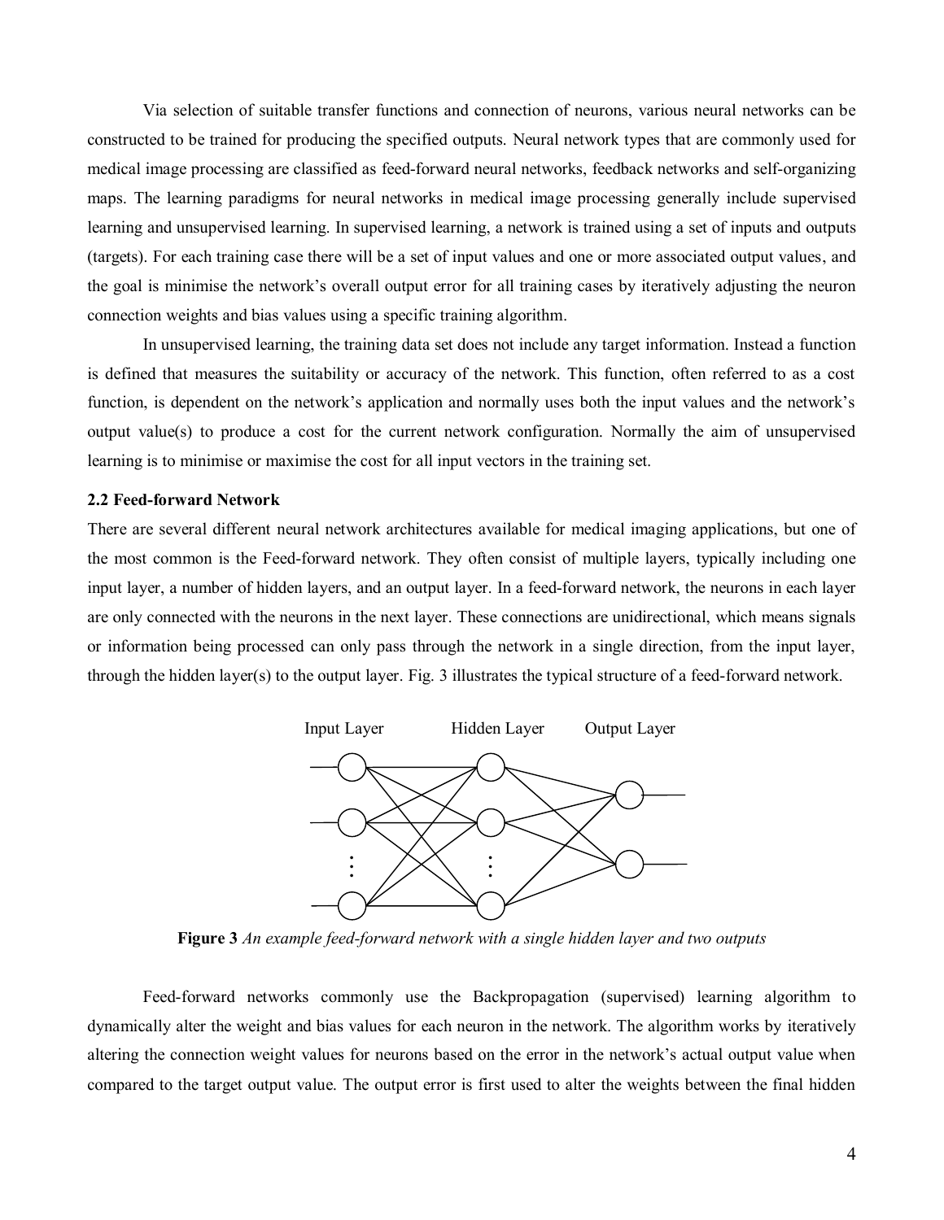Via selection of suitable transfer functions and connection of neurons, various neural networks can be constructed to be trained for producing the specified outputs. Neural network types that are commonly used for medical image processing are classified as feed-forward neural networks, feedback networks and self-organizing maps. The learning paradigms for neural networks in medical image processing generally include supervised learning and unsupervised learning. In supervised learning, a network is trained using a set of inputs and outputs (targets). For each training case there will be a set of input values and one or more associated output values, and the goal is minimise the network's overall output error for all training cases by iteratively adjusting the neuron connection weights and bias values using a specific training algorithm.

In unsupervised learning, the training data set does not include any target information. Instead a function is defined that measures the suitability or accuracy of the network. This function, often referred to as a cost function, is dependent on the network's application and normally uses both the input values and the network's output value(s) to produce a cost for the current network configuration. Normally the aim of unsupervised learning is to minimise or maximise the cost for all input vectors in the training set.

### 2.2 Feed-forward Network

There are several different neural network architectures available for medical imaging applications, but one of the most common is the Feed-forward network. They often consist of multiple layers, typically including one input layer, a number of hidden layers, and an output layer. In a feed-forward network, the neurons in each layer are only connected with the neurons in the next layer. These connections are unidirectional, which means signals or information being processed can only pass through the network in a single direction, from the input layer, through the hidden layer(s) to the output layer. Fig. 3 illustrates the typical structure of a feed-forward network.

Input Layer  Hidden Layer  Output Layer

**Figure 3** *An example feed-forward network with a single hidden layer and two outputs*

Feed-forward networks commonly use the Backpropagation (supervised) learning algorithm to dynamically alter the weight and bias values for each neuron in the network. The algorithm works by iteratively altering the connection weight values for neurons based on the error in the network's actual output value when compared to the target output value. The output error is first used to alter the weights between the final hidden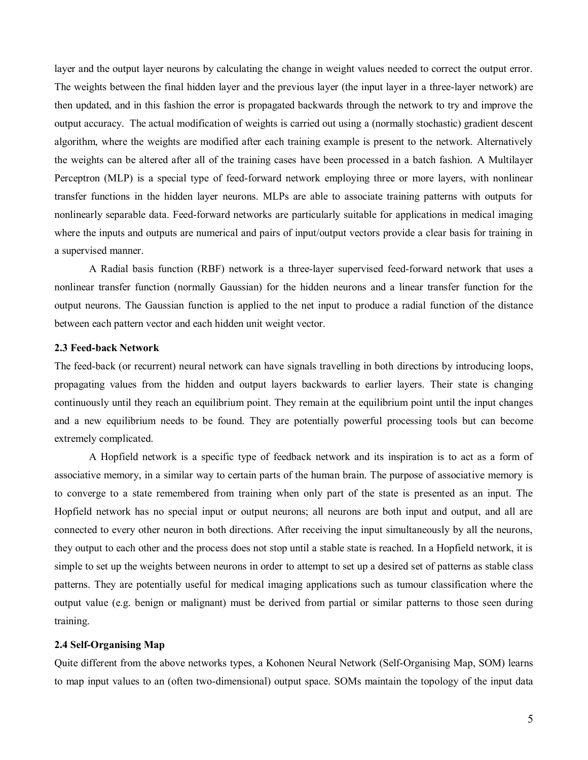layer and the output layer neurons by calculating the change in weight values needed to correct the output error. The weights between the final hidden layer and the previous layer (the input layer in a three-layer network) are then updated, and in this fashion the error is propagated backwards through the network to try and improve the output accuracy. The actual modification of weights is carried out using a (normally stochastic) gradient descent algorithm, where the weights are modified after each training example is present to the network. Alternatively the weights can be altered after all of the training cases have been processed in a batch fashion. A Multilayer Perceptron (MLP) is a special type of feed-forward network employing three or more layers, with nonlinear transfer functions in the hidden layer neurons. MLPs are able to associate training patterns with outputs for nonlinearly separable data. Feed-forward networks are particularly suitable for applications in medical imaging where the inputs and outputs are numerical and pairs of input/output vectors provide a clear basis for training in a supervised manner.

A Radial basis function (RBF) network is a three-layer supervised feed-forward network that uses a nonlinear transfer function (normally Gaussian) for the hidden neurons and a linear transfer function for the output neurons. The Gaussian function is applied to the net input to produce a radial function of the distance between each pattern vector and each hidden unit weight vector.

### 2.3 Feed-back Network

The feed-back (or recurrent) neural network can have signals travelling in both directions by introducing loops, propagating values from the hidden and output layers backwards to earlier layers. Their state is changing continuously until they reach an equilibrium point. They remain at the equilibrium point until the input changes and a new equilibrium needs to be found. They are potentially powerful processing tools but can become extremely complicated.

A Hopfield network is a specific type of feedback network and its inspiration is to act as a form of associative memory, in a similar way to certain parts of the human brain. The purpose of associative memory is to converge to a state remembered from training when only part of the state is presented as an input. The Hopfield network has no special input or output neurons; all neurons are both input and output, and all are connected to every other neuron in both directions. After receiving the input simultaneously by all the neurons, they output to each other and the process does not stop until a stable state is reached. In a Hopfield network, it is simple to set up the weights between neurons in order to attempt to set up a desired set of patterns as stable class patterns. They are potentially useful for medical imaging applications such as tumour classification where the output value (e.g. benign or malignant) must be derived from partial or similar patterns to those seen during training.

### 2.4 Self-Organising Map

Quite different from the above networks types, a Kohonen Neural Network (Self-Organising Map, SOM) learns to map input values to an (often two-dimensional) output space. SOMs maintain the topology of the input data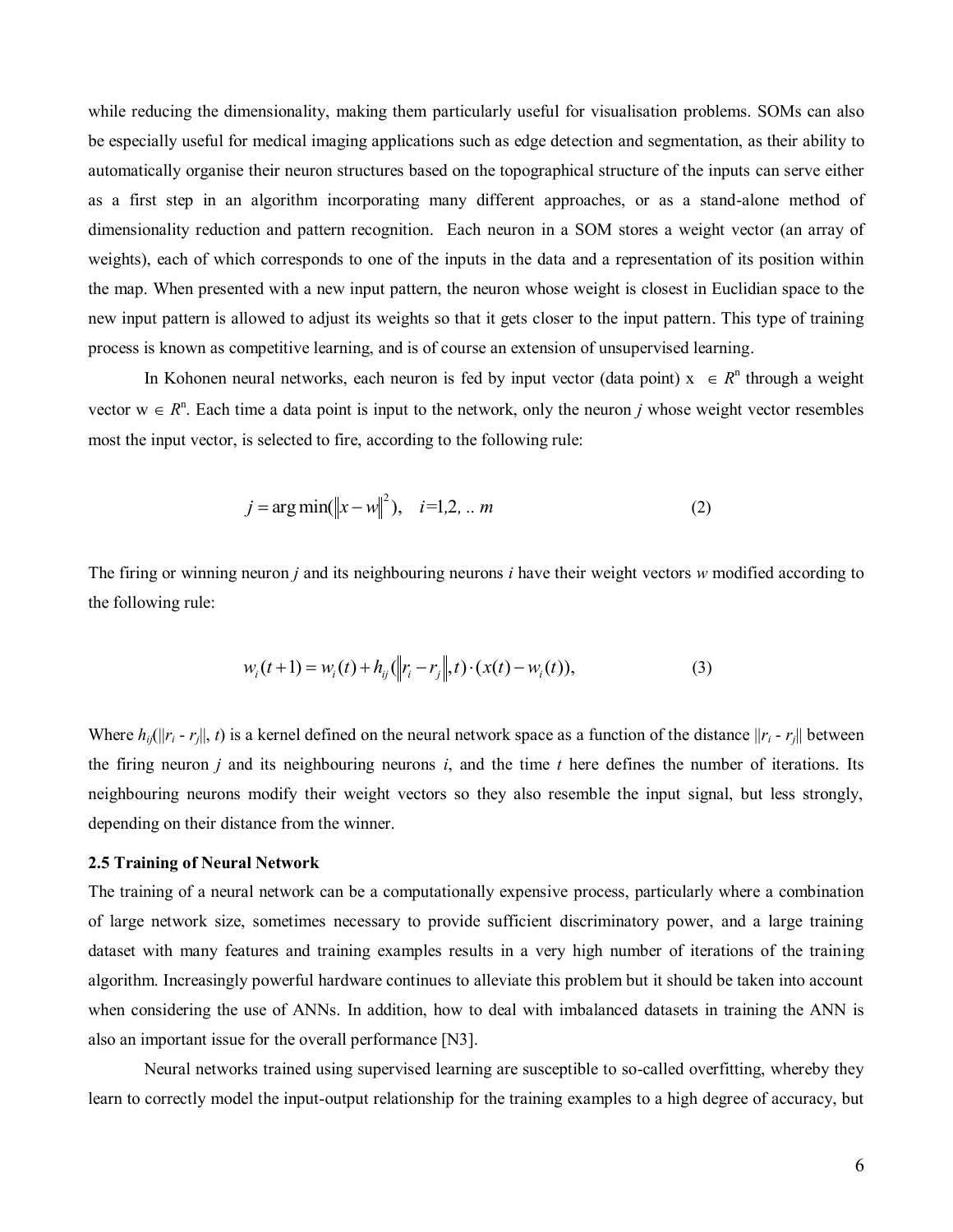while reducing the dimensionality, making them particularly useful for visualisation problems. SOMs can also be especially useful for medical imaging applications such as edge detection and segmentation, as their ability to automatically organise their neuron structures based on the topographical structure of the inputs can serve either as a first step in an algorithm incorporating many different approaches, or as a stand-alone method of dimensionality reduction and pattern recognition. Each neuron in a SOM stores a weight vector (an array of weights), each of which corresponds to one of the inputs in the data and a representation of its position within the map. When presented with a new input pattern, the neuron whose weight is closest in Euclidian space to the new input pattern is allowed to adjust its weights so that it gets closer to the input pattern. This type of training process is known as competitive learning, and is of course an extension of unsupervised learning.

In Kohonen neural networks, each neuron is fed by input vector (data point) $x \in R^n$ through a weight vector $w \in R^n$. Each time a data point is input to the network, only the neuron *j* whose weight vector resembles most the input vector, is selected to fire, according to the following rule:

$$j = \arg\min(\|x - w\|^2), \quad i = 1, 2, \ldots m \tag{2}$$

The firing or winning neuron *j* and its neighbouring neurons *i* have their weight vectors *w* modified according to the following rule:

$$w_i(t+1) = w_i(t) + h_{ij}(\|r_i - r_j\|, t) \cdot (x(t) - w_i(t)), \tag{3}$$

Where $h_{ij}(\|r_i - r_j\|, t)$ is a kernel defined on the neural network space as a function of the distance $\|r_i - r_j\|$ between the firing neuron *j* and its neighbouring neurons *i*, and the time *t* here defines the number of iterations. Its neighbouring neurons modify their weight vectors so they also resemble the input signal, but less strongly, depending on their distance from the winner.

**2.5 Training of Neural Network**

The training of a neural network can be a computationally expensive process, particularly where a combination of large network size, sometimes necessary to provide sufficient discriminatory power, and a large training dataset with many features and training examples results in a very high number of iterations of the training algorithm. Increasingly powerful hardware continues to alleviate this problem but it should be taken into account when considering the use of ANNs. In addition, how to deal with imbalanced datasets in training the ANN is also an important issue for the overall performance [N3].

Neural networks trained using supervised learning are susceptible to so-called overfitting, whereby they learn to correctly model the input-output relationship for the training examples to a high degree of accuracy, but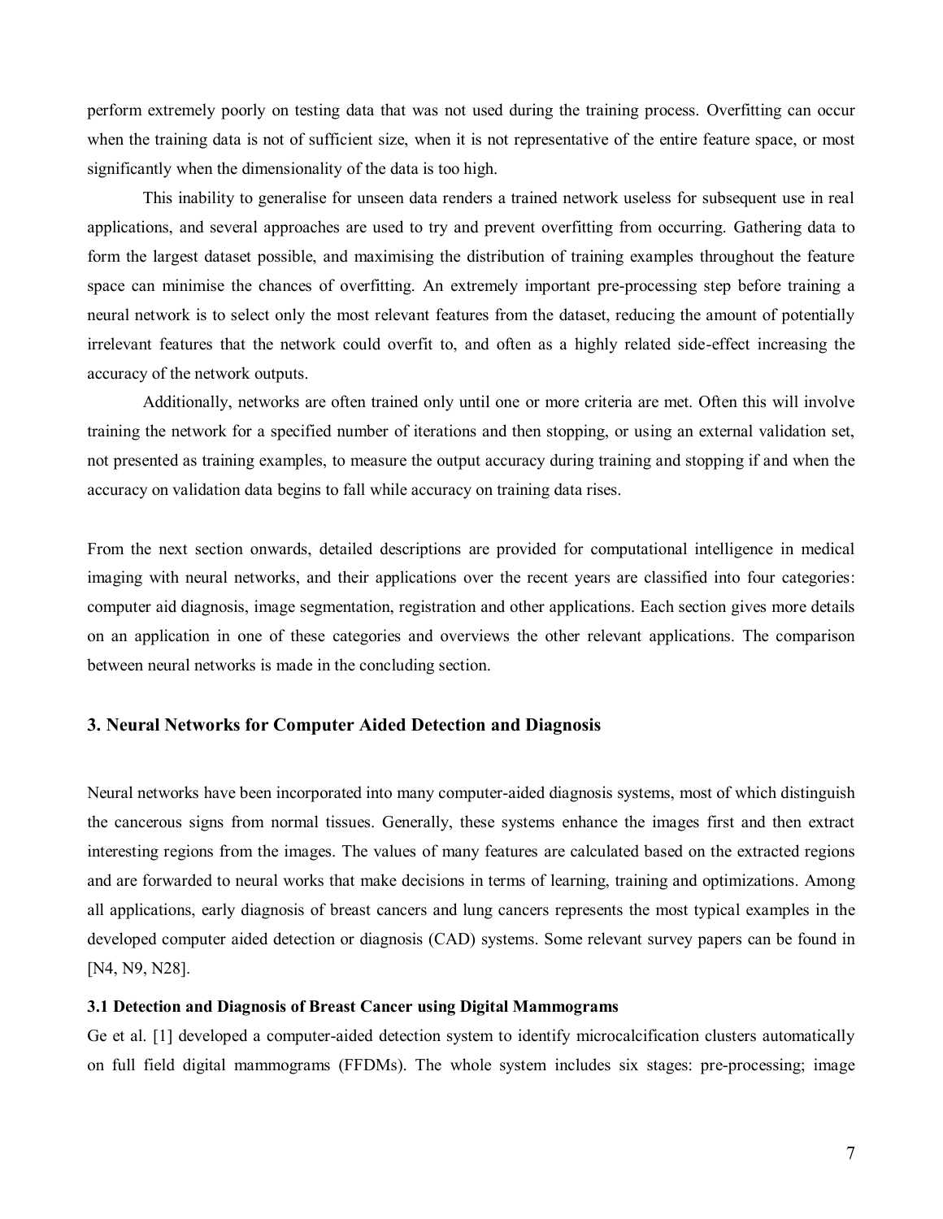perform extremely poorly on testing data that was not used during the training process. Overfitting can occur when the training data is not of sufficient size, when it is not representative of the entire feature space, or most significantly when the dimensionality of the data is too high.

This inability to generalise for unseen data renders a trained network useless for subsequent use in real applications, and several approaches are used to try and prevent overfitting from occurring. Gathering data to form the largest dataset possible, and maximising the distribution of training examples throughout the feature space can minimise the chances of overfitting. An extremely important pre-processing step before training a neural network is to select only the most relevant features from the dataset, reducing the amount of potentially irrelevant features that the network could overfit to, and often as a highly related side-effect increasing the accuracy of the network outputs.

Additionally, networks are often trained only until one or more criteria are met. Often this will involve training the network for a specified number of iterations and then stopping, or using an external validation set, not presented as training examples, to measure the output accuracy during training and stopping if and when the accuracy on validation data begins to fall while accuracy on training data rises.

From the next section onwards, detailed descriptions are provided for computational intelligence in medical imaging with neural networks, and their applications over the recent years are classified into four categories: computer aid diagnosis, image segmentation, registration and other applications. Each section gives more details on an application in one of these categories and overviews the other relevant applications. The comparison between neural networks is made in the concluding section.

## 3. Neural Networks for Computer Aided Detection and Diagnosis

Neural networks have been incorporated into many computer-aided diagnosis systems, most of which distinguish the cancerous signs from normal tissues. Generally, these systems enhance the images first and then extract interesting regions from the images. The values of many features are calculated based on the extracted regions and are forwarded to neural works that make decisions in terms of learning, training and optimizations. Among all applications, early diagnosis of breast cancers and lung cancers represents the most typical examples in the developed computer aided detection or diagnosis (CAD) systems. Some relevant survey papers can be found in [N4, N9, N28].

### 3.1 Detection and Diagnosis of Breast Cancer using Digital Mammograms

Ge et al. [1] developed a computer-aided detection system to identify microcalcification clusters automatically on full field digital mammograms (FFDMs). The whole system includes six stages: pre-processing; image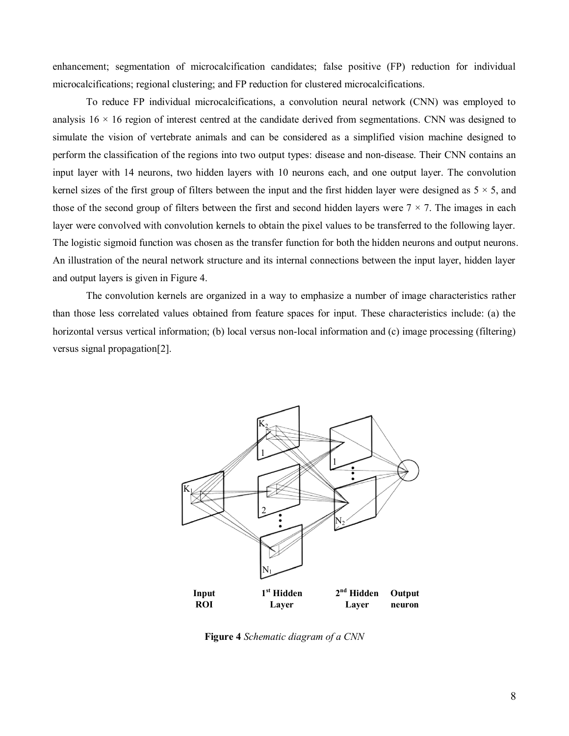enhancement; segmentation of microcalcification candidates; false positive (FP) reduction for individual microcalcifications; regional clustering; and FP reduction for clustered microcalcifications.

To reduce FP individual microcalcifications, a convolution neural network (CNN) was employed to analysis 16 × 16 region of interest centred at the candidate derived from segmentations. CNN was designed to simulate the vision of vertebrate animals and can be considered as a simplified vision machine designed to perform the classification of the regions into two output types: disease and non-disease. Their CNN contains an input layer with 14 neurons, two hidden layers with 10 neurons each, and one output layer. The convolution kernel sizes of the first group of filters between the input and the first hidden layer were designed as 5 × 5, and those of the second group of filters between the first and second hidden layers were 7 × 7. The images in each layer were convolved with convolution kernels to obtain the pixel values to be transferred to the following layer. The logistic sigmoid function was chosen as the transfer function for both the hidden neurons and output neurons. An illustration of the neural network structure and its internal connections between the input layer, hidden layer and output layers is given in Figure 4.

The convolution kernels are organized in a way to emphasize a number of image characteristics rather than those less correlated values obtained from feature spaces for input. These characteristics include: (a) the horizontal versus vertical information; (b) local versus non-local information and (c) image processing (filtering) versus signal propagation[2].

$K_1$ $K_2$ 1 2 $N_1$ 1 $N_2$

Input ROI | 1st Hidden Layer | 2nd Hidden Layer | Output neuron

**Figure 4** *Schematic diagram of a CNN*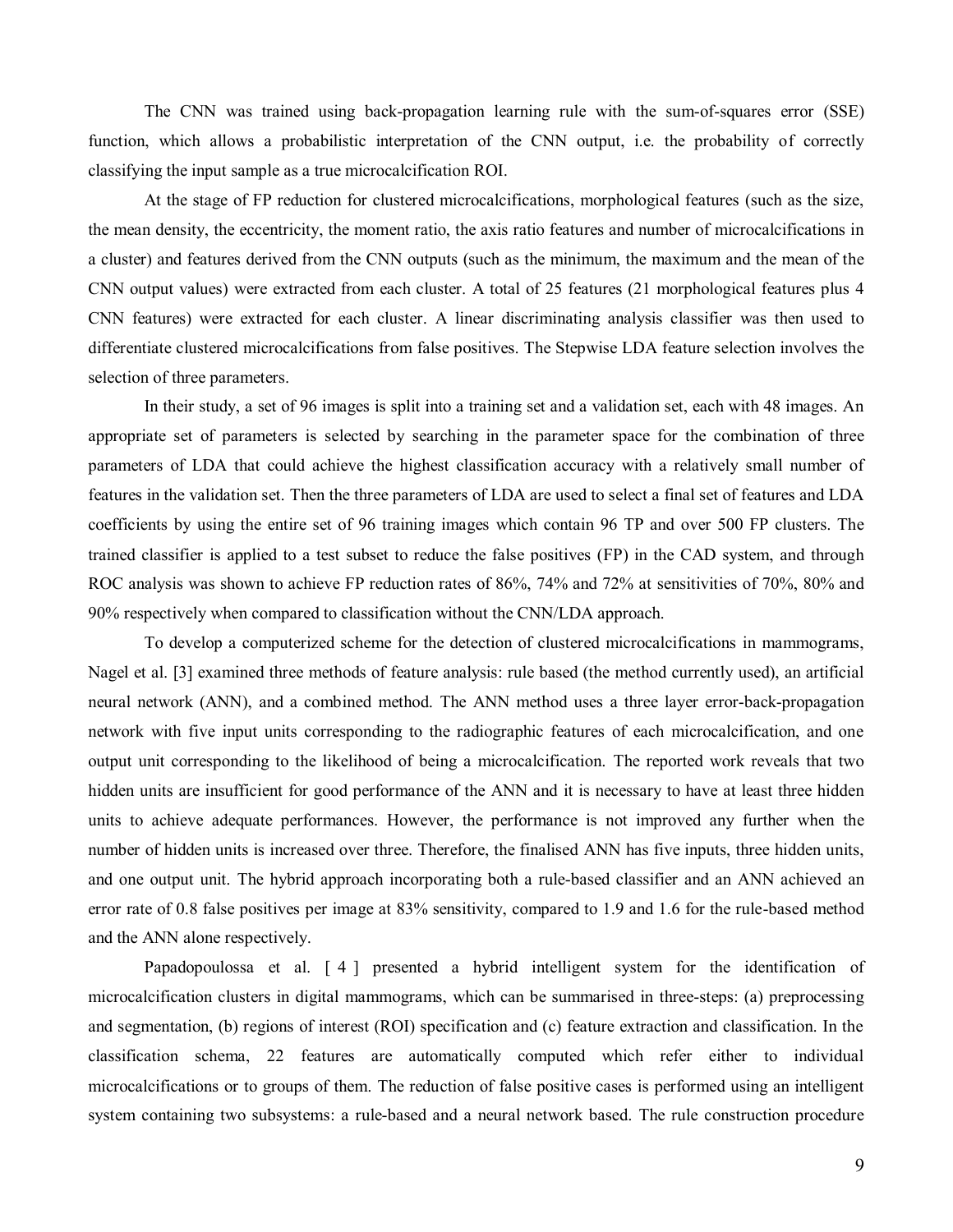The CNN was trained using back-propagation learning rule with the sum-of-squares error (SSE) function, which allows a probabilistic interpretation of the CNN output, i.e. the probability of correctly classifying the input sample as a true microcalcification ROI.

At the stage of FP reduction for clustered microcalcifications, morphological features (such as the size, the mean density, the eccentricity, the moment ratio, the axis ratio features and number of microcalcifications in a cluster) and features derived from the CNN outputs (such as the minimum, the maximum and the mean of the CNN output values) were extracted from each cluster. A total of 25 features (21 morphological features plus 4 CNN features) were extracted for each cluster. A linear discriminating analysis classifier was then used to differentiate clustered microcalcifications from false positives. The Stepwise LDA feature selection involves the selection of three parameters.

In their study, a set of 96 images is split into a training set and a validation set, each with 48 images. An appropriate set of parameters is selected by searching in the parameter space for the combination of three parameters of LDA that could achieve the highest classification accuracy with a relatively small number of features in the validation set. Then the three parameters of LDA are used to select a final set of features and LDA coefficients by using the entire set of 96 training images which contain 96 TP and over 500 FP clusters. The trained classifier is applied to a test subset to reduce the false positives (FP) in the CAD system, and through ROC analysis was shown to achieve FP reduction rates of 86%, 74% and 72% at sensitivities of 70%, 80% and 90% respectively when compared to classification without the CNN/LDA approach.

To develop a computerized scheme for the detection of clustered microcalcifications in mammograms, Nagel et al. [3] examined three methods of feature analysis: rule based (the method currently used), an artificial neural network (ANN), and a combined method. The ANN method uses a three layer error-back-propagation network with five input units corresponding to the radiographic features of each microcalcification, and one output unit corresponding to the likelihood of being a microcalcification. The reported work reveals that two hidden units are insufficient for good performance of the ANN and it is necessary to have at least three hidden units to achieve adequate performances. However, the performance is not improved any further when the number of hidden units is increased over three. Therefore, the finalised ANN has five inputs, three hidden units, and one output unit. The hybrid approach incorporating both a rule-based classifier and an ANN achieved an error rate of 0.8 false positives per image at 83% sensitivity, compared to 1.9 and 1.6 for the rule-based method and the ANN alone respectively.

Papadopoulossa et al. [ 4 ] presented a hybrid intelligent system for the identification of microcalcification clusters in digital mammograms, which can be summarised in three-steps: (a) preprocessing and segmentation, (b) regions of interest (ROI) specification and (c) feature extraction and classification. In the classification schema, 22 features are automatically computed which refer either to individual microcalcifications or to groups of them. The reduction of false positive cases is performed using an intelligent system containing two subsystems: a rule-based and a neural network based. The rule construction procedure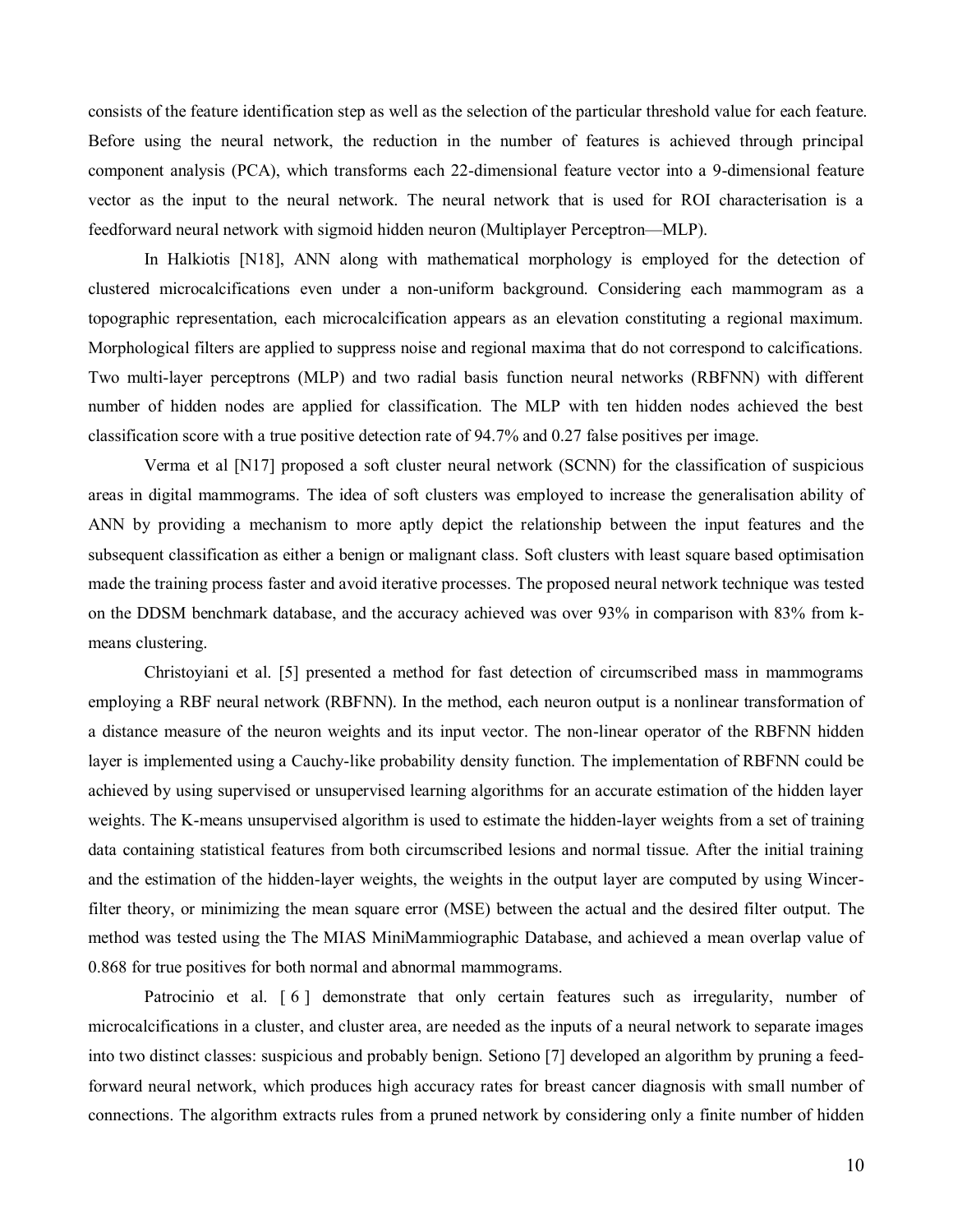consists of the feature identification step as well as the selection of the particular threshold value for each feature. Before using the neural network, the reduction in the number of features is achieved through principal component analysis (PCA), which transforms each 22-dimensional feature vector into a 9-dimensional feature vector as the input to the neural network. The neural network that is used for ROI characterisation is a feedforward neural network with sigmoid hidden neuron (Multiplayer Perceptron—MLP).

In Halkiotis [N18], ANN along with mathematical morphology is employed for the detection of clustered microcalcifications even under a non-uniform background. Considering each mammogram as a topographic representation, each microcalcification appears as an elevation constituting a regional maximum. Morphological filters are applied to suppress noise and regional maxima that do not correspond to calcifications. Two multi-layer perceptrons (MLP) and two radial basis function neural networks (RBFNN) with different number of hidden nodes are applied for classification. The MLP with ten hidden nodes achieved the best classification score with a true positive detection rate of 94.7% and 0.27 false positives per image.

Verma et al [N17] proposed a soft cluster neural network (SCNN) for the classification of suspicious areas in digital mammograms. The idea of soft clusters was employed to increase the generalisation ability of ANN by providing a mechanism to more aptly depict the relationship between the input features and the subsequent classification as either a benign or malignant class. Soft clusters with least square based optimisation made the training process faster and avoid iterative processes. The proposed neural network technique was tested on the DDSM benchmark database, and the accuracy achieved was over 93% in comparison with 83% from k-means clustering.

Christoyiani et al. [5] presented a method for fast detection of circumscribed mass in mammograms employing a RBF neural network (RBFNN). In the method, each neuron output is a nonlinear transformation of a distance measure of the neuron weights and its input vector. The non-linear operator of the RBFNN hidden layer is implemented using a Cauchy-like probability density function. The implementation of RBFNN could be achieved by using supervised or unsupervised learning algorithms for an accurate estimation of the hidden layer weights. The K-means unsupervised algorithm is used to estimate the hidden-layer weights from a set of training data containing statistical features from both circumscribed lesions and normal tissue. After the initial training and the estimation of the hidden-layer weights, the weights in the output layer are computed by using Wincer-filter theory, or minimizing the mean square error (MSE) between the actual and the desired filter output. The method was tested using the The MIAS MiniMammiographic Database, and achieved a mean overlap value of 0.868 for true positives for both normal and abnormal mammograms.

Patrocinio et al. [ 6 ] demonstrate that only certain features such as irregularity, number of microcalcifications in a cluster, and cluster area, are needed as the inputs of a neural network to separate images into two distinct classes: suspicious and probably benign. Setiono [7] developed an algorithm by pruning a feed-forward neural network, which produces high accuracy rates for breast cancer diagnosis with small number of connections. The algorithm extracts rules from a pruned network by considering only a finite number of hidden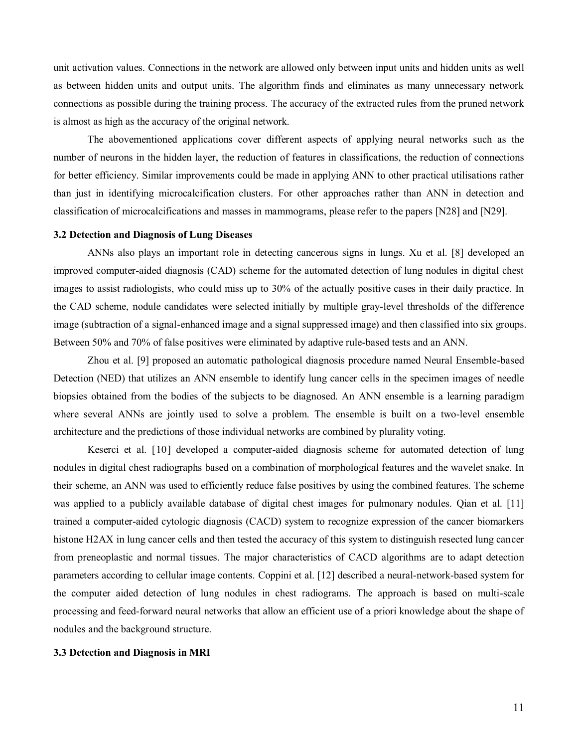unit activation values. Connections in the network are allowed only between input units and hidden units as well as between hidden units and output units. The algorithm finds and eliminates as many unnecessary network connections as possible during the training process. The accuracy of the extracted rules from the pruned network is almost as high as the accuracy of the original network.

The abovementioned applications cover different aspects of applying neural networks such as the number of neurons in the hidden layer, the reduction of features in classifications, the reduction of connections for better efficiency. Similar improvements could be made in applying ANN to other practical utilisations rather than just in identifying microcalcification clusters. For other approaches rather than ANN in detection and classification of microcalcifications and masses in mammograms, please refer to the papers [N28] and [N29].

### 3.2 Detection and Diagnosis of Lung Diseases

ANNs also plays an important role in detecting cancerous signs in lungs. Xu et al. [8] developed an improved computer-aided diagnosis (CAD) scheme for the automated detection of lung nodules in digital chest images to assist radiologists, who could miss up to 30% of the actually positive cases in their daily practice. In the CAD scheme, nodule candidates were selected initially by multiple gray-level thresholds of the difference image (subtraction of a signal-enhanced image and a signal suppressed image) and then classified into six groups. Between 50% and 70% of false positives were eliminated by adaptive rule-based tests and an ANN.

Zhou et al. [9] proposed an automatic pathological diagnosis procedure named Neural Ensemble-based Detection (NED) that utilizes an ANN ensemble to identify lung cancer cells in the specimen images of needle biopsies obtained from the bodies of the subjects to be diagnosed. An ANN ensemble is a learning paradigm where several ANNs are jointly used to solve a problem. The ensemble is built on a two-level ensemble architecture and the predictions of those individual networks are combined by plurality voting.

Keserci et al. [10] developed a computer-aided diagnosis scheme for automated detection of lung nodules in digital chest radiographs based on a combination of morphological features and the wavelet snake. In their scheme, an ANN was used to efficiently reduce false positives by using the combined features. The scheme was applied to a publicly available database of digital chest images for pulmonary nodules. Qian et al. [11] trained a computer-aided cytologic diagnosis (CACD) system to recognize expression of the cancer biomarkers histone H2AX in lung cancer cells and then tested the accuracy of this system to distinguish resected lung cancer from preneoplastic and normal tissues. The major characteristics of CACD algorithms are to adapt detection parameters according to cellular image contents. Coppini et al. [12] described a neural-network-based system for the computer aided detection of lung nodules in chest radiograms. The approach is based on multi-scale processing and feed-forward neural networks that allow an efficient use of a priori knowledge about the shape of nodules and the background structure.

### 3.3 Detection and Diagnosis in MRI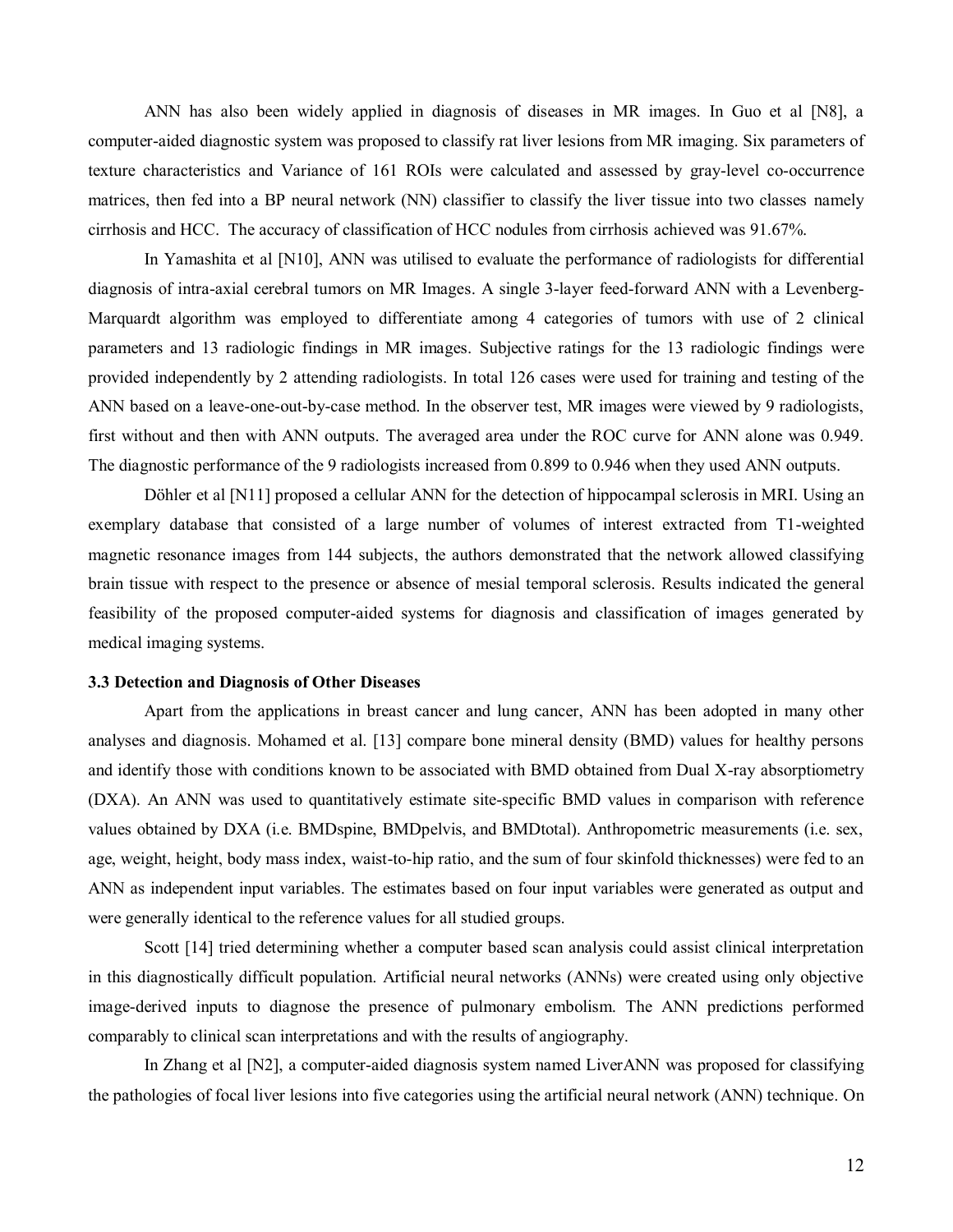ANN has also been widely applied in diagnosis of diseases in MR images. In Guo et al [N8], a computer-aided diagnostic system was proposed to classify rat liver lesions from MR imaging. Six parameters of texture characteristics and Variance of 161 ROIs were calculated and assessed by gray-level co-occurrence matrices, then fed into a BP neural network (NN) classifier to classify the liver tissue into two classes namely cirrhosis and HCC. The accuracy of classification of HCC nodules from cirrhosis achieved was 91.67%.

In Yamashita et al [N10], ANN was utilised to evaluate the performance of radiologists for differential diagnosis of intra-axial cerebral tumors on MR Images. A single 3-layer feed-forward ANN with a Levenberg-Marquardt algorithm was employed to differentiate among 4 categories of tumors with use of 2 clinical parameters and 13 radiologic findings in MR images. Subjective ratings for the 13 radiologic findings were provided independently by 2 attending radiologists. In total 126 cases were used for training and testing of the ANN based on a leave-one-out-by-case method. In the observer test, MR images were viewed by 9 radiologists, first without and then with ANN outputs. The averaged area under the ROC curve for ANN alone was 0.949. The diagnostic performance of the 9 radiologists increased from 0.899 to 0.946 when they used ANN outputs.

Döhler et al [N11] proposed a cellular ANN for the detection of hippocampal sclerosis in MRI. Using an exemplary database that consisted of a large number of volumes of interest extracted from T1-weighted magnetic resonance images from 144 subjects, the authors demonstrated that the network allowed classifying brain tissue with respect to the presence or absence of mesial temporal sclerosis. Results indicated the general feasibility of the proposed computer-aided systems for diagnosis and classification of images generated by medical imaging systems.

### 3.3 Detection and Diagnosis of Other Diseases

Apart from the applications in breast cancer and lung cancer, ANN has been adopted in many other analyses and diagnosis. Mohamed et al. [13] compare bone mineral density (BMD) values for healthy persons and identify those with conditions known to be associated with BMD obtained from Dual X-ray absorptiometry (DXA). An ANN was used to quantitatively estimate site-specific BMD values in comparison with reference values obtained by DXA (i.e. BMDspine, BMDpelvis, and BMDtotal). Anthropometric measurements (i.e. sex, age, weight, height, body mass index, waist-to-hip ratio, and the sum of four skinfold thicknesses) were fed to an ANN as independent input variables. The estimates based on four input variables were generated as output and were generally identical to the reference values for all studied groups.

Scott [14] tried determining whether a computer based scan analysis could assist clinical interpretation in this diagnostically difficult population. Artificial neural networks (ANNs) were created using only objective image-derived inputs to diagnose the presence of pulmonary embolism. The ANN predictions performed comparably to clinical scan interpretations and with the results of angiography.

In Zhang et al [N2], a computer-aided diagnosis system named LiverANN was proposed for classifying the pathologies of focal liver lesions into five categories using the artificial neural network (ANN) technique. On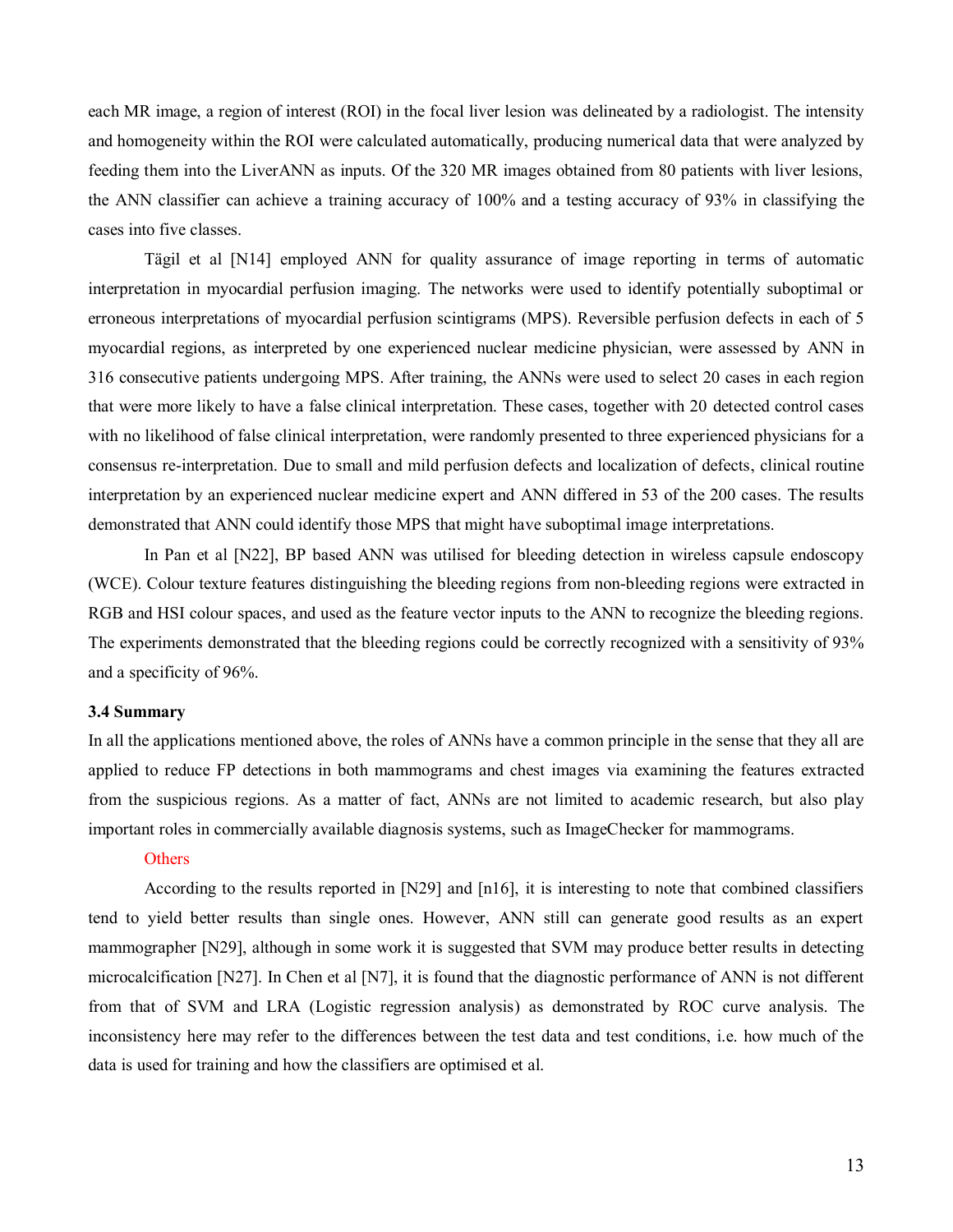each MR image, a region of interest (ROI) in the focal liver lesion was delineated by a radiologist. The intensity and homogeneity within the ROI were calculated automatically, producing numerical data that were analyzed by feeding them into the LiverANN as inputs. Of the 320 MR images obtained from 80 patients with liver lesions, the ANN classifier can achieve a training accuracy of 100% and a testing accuracy of 93% in classifying the cases into five classes.

Tägil et al [N14] employed ANN for quality assurance of image reporting in terms of automatic interpretation in myocardial perfusion imaging. The networks were used to identify potentially suboptimal or erroneous interpretations of myocardial perfusion scintigrams (MPS). Reversible perfusion defects in each of 5 myocardial regions, as interpreted by one experienced nuclear medicine physician, were assessed by ANN in 316 consecutive patients undergoing MPS. After training, the ANNs were used to select 20 cases in each region that were more likely to have a false clinical interpretation. These cases, together with 20 detected control cases with no likelihood of false clinical interpretation, were randomly presented to three experienced physicians for a consensus re-interpretation. Due to small and mild perfusion defects and localization of defects, clinical routine interpretation by an experienced nuclear medicine expert and ANN differed in 53 of the 200 cases. The results demonstrated that ANN could identify those MPS that might have suboptimal image interpretations.

In Pan et al [N22], BP based ANN was utilised for bleeding detection in wireless capsule endoscopy (WCE). Colour texture features distinguishing the bleeding regions from non-bleeding regions were extracted in RGB and HSI colour spaces, and used as the feature vector inputs to the ANN to recognize the bleeding regions. The experiments demonstrated that the bleeding regions could be correctly recognized with a sensitivity of 93% and a specificity of 96%.

### 3.4 Summary

In all the applications mentioned above, the roles of ANNs have a common principle in the sense that they all are applied to reduce FP detections in both mammograms and chest images via examining the features extracted from the suspicious regions. As a matter of fact, ANNs are not limited to academic research, but also play important roles in commercially available diagnosis systems, such as ImageChecker for mammograms.

Others

According to the results reported in [N29] and [n16], it is interesting to note that combined classifiers tend to yield better results than single ones. However, ANN still can generate good results as an expert mammographer [N29], although in some work it is suggested that SVM may produce better results in detecting microcalcification [N27]. In Chen et al [N7], it is found that the diagnostic performance of ANN is not different from that of SVM and LRA (Logistic regression analysis) as demonstrated by ROC curve analysis. The inconsistency here may refer to the differences between the test data and test conditions, i.e. how much of the data is used for training and how the classifiers are optimised et al.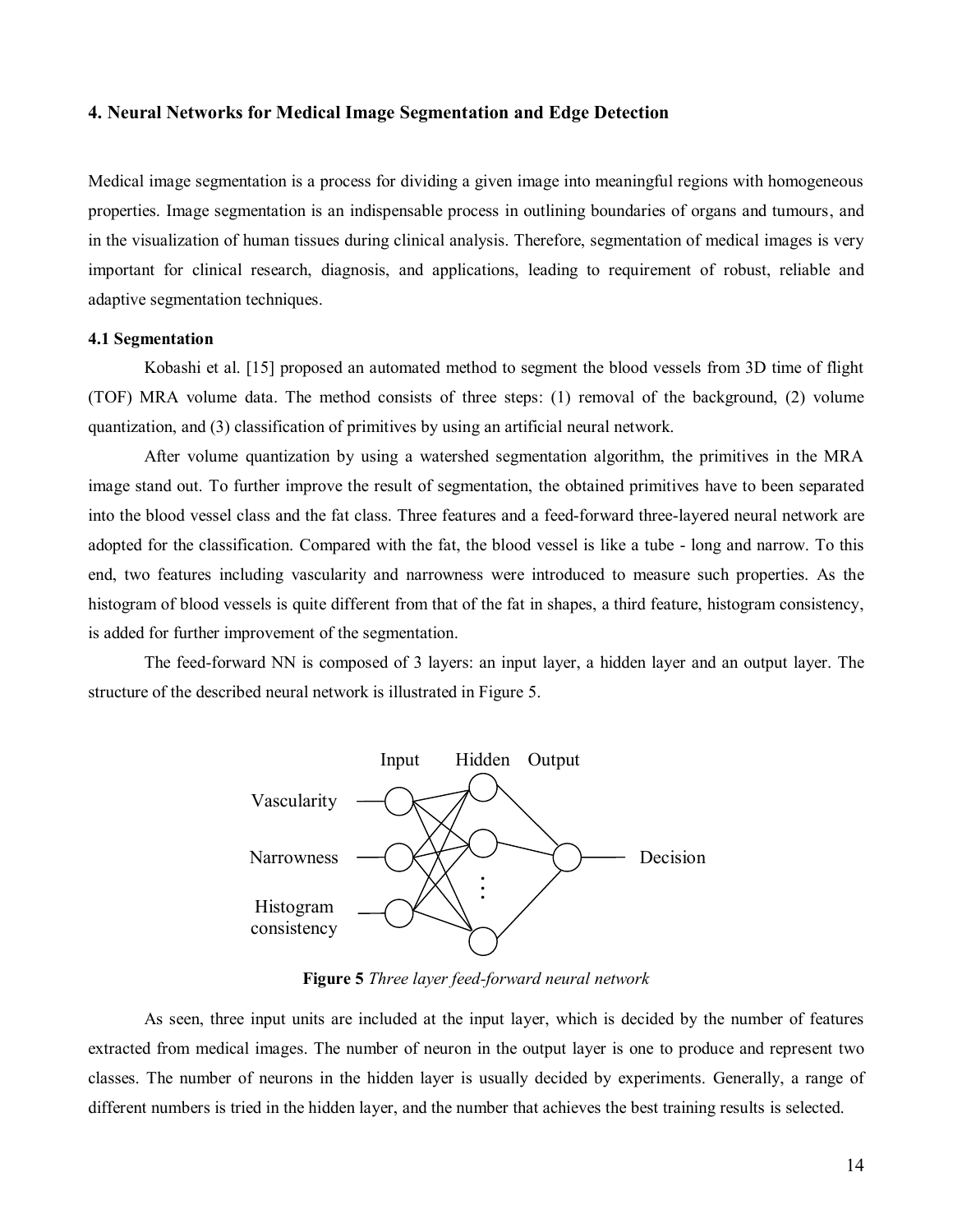## 4. Neural Networks for Medical Image Segmentation and Edge Detection

Medical image segmentation is a process for dividing a given image into meaningful regions with homogeneous properties. Image segmentation is an indispensable process in outlining boundaries of organs and tumours, and in the visualization of human tissues during clinical analysis. Therefore, segmentation of medical images is very important for clinical research, diagnosis, and applications, leading to requirement of robust, reliable and adaptive segmentation techniques.

### 4.1 Segmentation

Kobashi et al. [15] proposed an automated method to segment the blood vessels from 3D time of flight (TOF) MRA volume data. The method consists of three steps: (1) removal of the background, (2) volume quantization, and (3) classification of primitives by using an artificial neural network.

After volume quantization by using a watershed segmentation algorithm, the primitives in the MRA image stand out. To further improve the result of segmentation, the obtained primitives have to been separated into the blood vessel class and the fat class. Three features and a feed-forward three-layered neural network are adopted for the classification. Compared with the fat, the blood vessel is like a tube - long and narrow. To this end, two features including vascularity and narrowness were introduced to measure such properties. As the histogram of blood vessels is quite different from that of the fat in shapes, a third feature, histogram consistency, is added for further improvement of the segmentation.

The feed-forward NN is composed of 3 layers: an input layer, a hidden layer and an output layer. The structure of the described neural network is illustrated in Figure 5.

**Figure 5** *Three layer feed-forward neural network*

As seen, three input units are included at the input layer, which is decided by the number of features extracted from medical images. The number of neuron in the output layer is one to produce and represent two classes. The number of neurons in the hidden layer is usually decided by experiments. Generally, a range of different numbers is tried in the hidden layer, and the number that achieves the best training results is selected.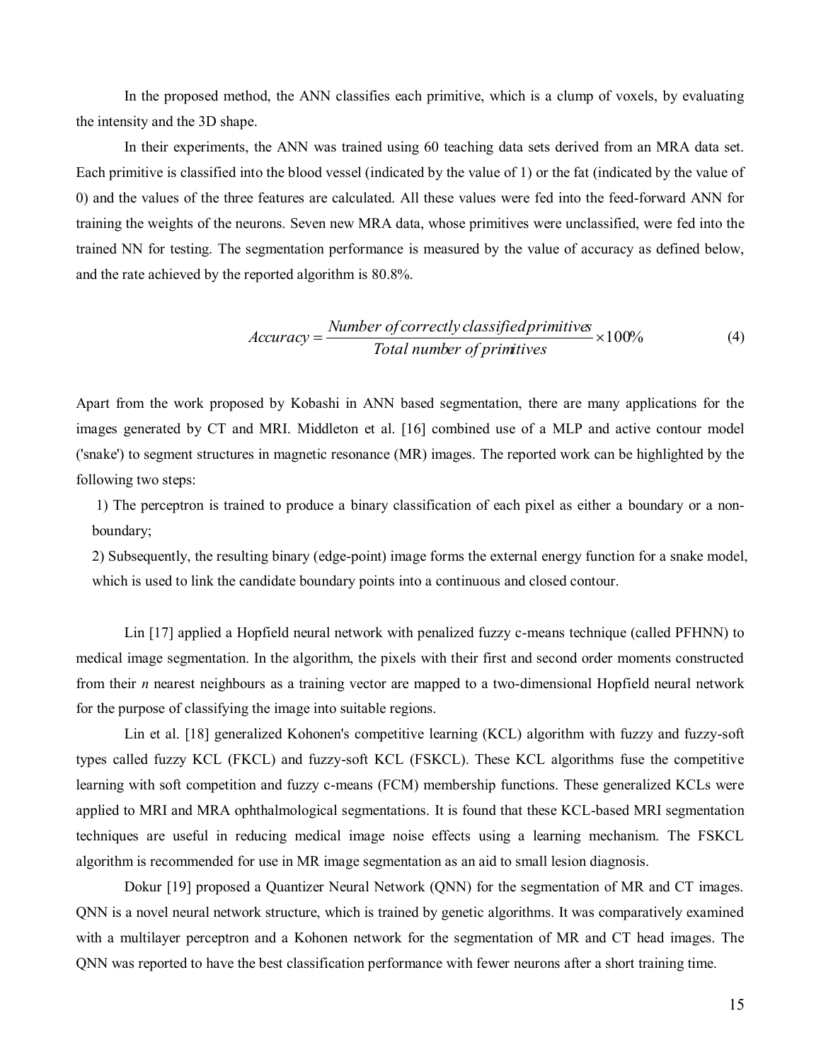In the proposed method, the ANN classifies each primitive, which is a clump of voxels, by evaluating the intensity and the 3D shape.

In their experiments, the ANN was trained using 60 teaching data sets derived from an MRA data set. Each primitive is classified into the blood vessel (indicated by the value of 1) or the fat (indicated by the value of 0) and the values of the three features are calculated. All these values were fed into the feed-forward ANN for training the weights of the neurons. Seven new MRA data, whose primitives were unclassified, were fed into the trained NN for testing. The segmentation performance is measured by the value of accuracy as defined below, and the rate achieved by the reported algorithm is 80.8%.

$$Accuracy = \frac{Number\ of\ correctly\ classified\ primitives}{Total\ number\ of\ primitives} \times 100\% \tag{4}$$

Apart from the work proposed by Kobashi in ANN based segmentation, there are many applications for the images generated by CT and MRI. Middleton et al. [16] combined use of a MLP and active contour model ('snake') to segment structures in magnetic resonance (MR) images. The reported work can be highlighted by the following two steps:

1) The perceptron is trained to produce a binary classification of each pixel as either a boundary or a non-boundary;

2) Subsequently, the resulting binary (edge-point) image forms the external energy function for a snake model, which is used to link the candidate boundary points into a continuous and closed contour.

Lin [17] applied a Hopfield neural network with penalized fuzzy c-means technique (called PFHNN) to medical image segmentation. In the algorithm, the pixels with their first and second order moments constructed from their *n* nearest neighbours as a training vector are mapped to a two-dimensional Hopfield neural network for the purpose of classifying the image into suitable regions.

Lin et al. [18] generalized Kohonen's competitive learning (KCL) algorithm with fuzzy and fuzzy-soft types called fuzzy KCL (FKCL) and fuzzy-soft KCL (FSKCL). These KCL algorithms fuse the competitive learning with soft competition and fuzzy c-means (FCM) membership functions. These generalized KCLs were applied to MRI and MRA ophthalmological segmentations. It is found that these KCL-based MRI segmentation techniques are useful in reducing medical image noise effects using a learning mechanism. The FSKCL algorithm is recommended for use in MR image segmentation as an aid to small lesion diagnosis.

Dokur [19] proposed a Quantizer Neural Network (QNN) for the segmentation of MR and CT images. QNN is a novel neural network structure, which is trained by genetic algorithms. It was comparatively examined with a multilayer perceptron and a Kohonen network for the segmentation of MR and CT head images. The QNN was reported to have the best classification performance with fewer neurons after a short training time.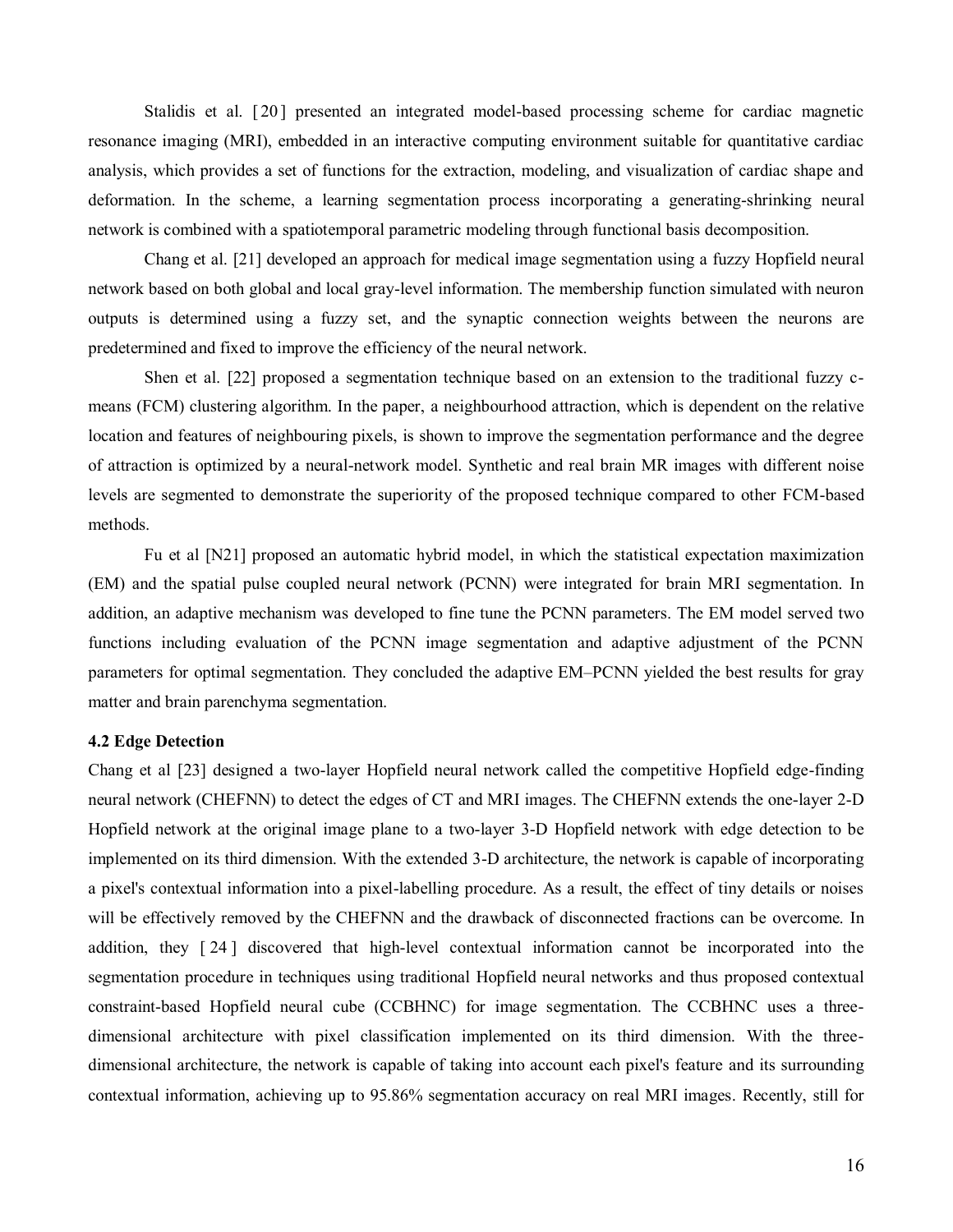Stalidis et al. [ 20 ] presented an integrated model-based processing scheme for cardiac magnetic resonance imaging (MRI), embedded in an interactive computing environment suitable for quantitative cardiac analysis, which provides a set of functions for the extraction, modeling, and visualization of cardiac shape and deformation. In the scheme, a learning segmentation process incorporating a generating-shrinking neural network is combined with a spatiotemporal parametric modeling through functional basis decomposition.

Chang et al. [21] developed an approach for medical image segmentation using a fuzzy Hopfield neural network based on both global and local gray-level information. The membership function simulated with neuron outputs is determined using a fuzzy set, and the synaptic connection weights between the neurons are predetermined and fixed to improve the efficiency of the neural network.

Shen et al. [22] proposed a segmentation technique based on an extension to the traditional fuzzy c-means (FCM) clustering algorithm. In the paper, a neighbourhood attraction, which is dependent on the relative location and features of neighbouring pixels, is shown to improve the segmentation performance and the degree of attraction is optimized by a neural-network model. Synthetic and real brain MR images with different noise levels are segmented to demonstrate the superiority of the proposed technique compared to other FCM-based methods.

Fu et al [N21] proposed an automatic hybrid model, in which the statistical expectation maximization (EM) and the spatial pulse coupled neural network (PCNN) were integrated for brain MRI segmentation. In addition, an adaptive mechanism was developed to fine tune the PCNN parameters. The EM model served two functions including evaluation of the PCNN image segmentation and adaptive adjustment of the PCNN parameters for optimal segmentation. They concluded the adaptive EM–PCNN yielded the best results for gray matter and brain parenchyma segmentation.

### 4.2 Edge Detection

Chang et al [23] designed a two-layer Hopfield neural network called the competitive Hopfield edge-finding neural network (CHEFNN) to detect the edges of CT and MRI images. The CHEFNN extends the one-layer 2-D Hopfield network at the original image plane to a two-layer 3-D Hopfield network with edge detection to be implemented on its third dimension. With the extended 3-D architecture, the network is capable of incorporating a pixel's contextual information into a pixel-labelling procedure. As a result, the effect of tiny details or noises will be effectively removed by the CHEFNN and the drawback of disconnected fractions can be overcome. In addition, they [ 24 ] discovered that high-level contextual information cannot be incorporated into the segmentation procedure in techniques using traditional Hopfield neural networks and thus proposed contextual constraint-based Hopfield neural cube (CCBHNC) for image segmentation. The CCBHNC uses a three-dimensional architecture with pixel classification implemented on its third dimension. With the three-dimensional architecture, the network is capable of taking into account each pixel's feature and its surrounding contextual information, achieving up to 95.86% segmentation accuracy on real MRI images. Recently, still for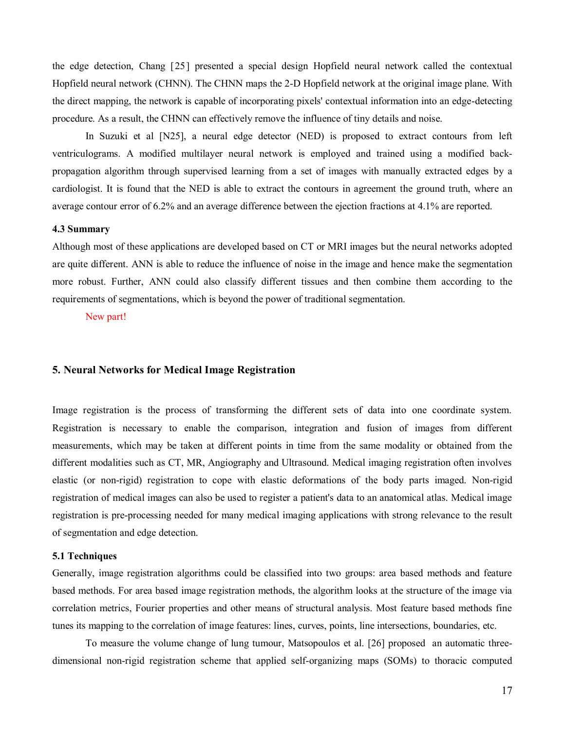the edge detection, Chang [25] presented a special design Hopfield neural network called the contextual Hopfield neural network (CHNN). The CHNN maps the 2-D Hopfield network at the original image plane. With the direct mapping, the network is capable of incorporating pixels' contextual information into an edge-detecting procedure. As a result, the CHNN can effectively remove the influence of tiny details and noise.

In Suzuki et al [N25], a neural edge detector (NED) is proposed to extract contours from left ventriculograms. A modified multilayer neural network is employed and trained using a modified back-propagation algorithm through supervised learning from a set of images with manually extracted edges by a cardiologist. It is found that the NED is able to extract the contours in agreement the ground truth, where an average contour error of 6.2% and an average difference between the ejection fractions at 4.1% are reported.

### 4.3 Summary

Although most of these applications are developed based on CT or MRI images but the neural networks adopted are quite different. ANN is able to reduce the influence of noise in the image and hence make the segmentation more robust. Further, ANN could also classify different tissues and then combine them according to the requirements of segmentations, which is beyond the power of traditional segmentation.

New part!

## 5. Neural Networks for Medical Image Registration

Image registration is the process of transforming the different sets of data into one coordinate system. Registration is necessary to enable the comparison, integration and fusion of images from different measurements, which may be taken at different points in time from the same modality or obtained from the different modalities such as CT, MR, Angiography and Ultrasound. Medical imaging registration often involves elastic (or non-rigid) registration to cope with elastic deformations of the body parts imaged. Non-rigid registration of medical images can also be used to register a patient's data to an anatomical atlas. Medical image registration is pre-processing needed for many medical imaging applications with strong relevance to the result of segmentation and edge detection.

### 5.1 Techniques

Generally, image registration algorithms could be classified into two groups: area based methods and feature based methods. For area based image registration methods, the algorithm looks at the structure of the image via correlation metrics, Fourier properties and other means of structural analysis. Most feature based methods fine tunes its mapping to the correlation of image features: lines, curves, points, line intersections, boundaries, etc.

To measure the volume change of lung tumour, Matsopoulos et al. [26] proposed an automatic three-dimensional non-rigid registration scheme that applied self-organizing maps (SOMs) to thoracic computed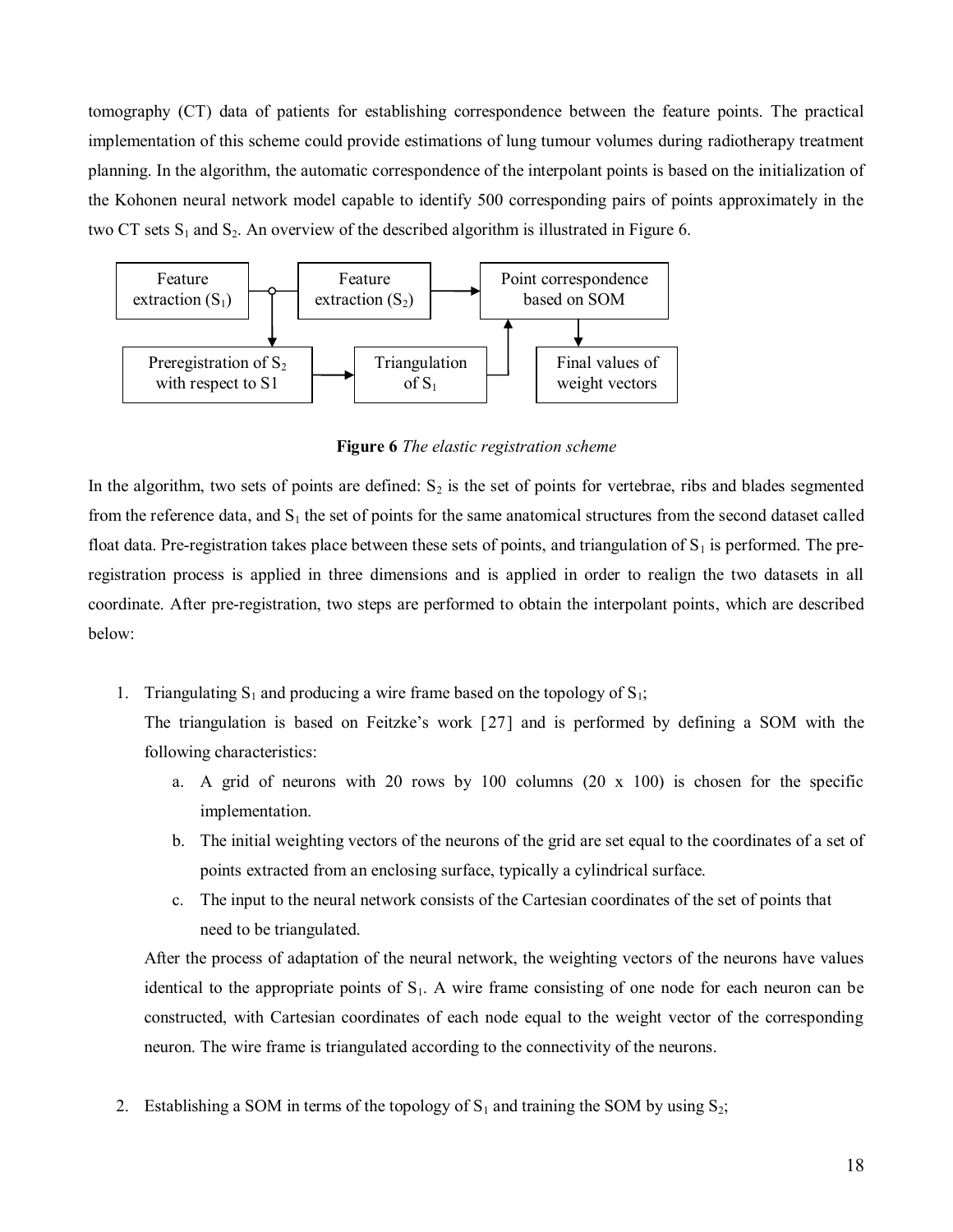tomography (CT) data of patients for establishing correspondence between the feature points. The practical implementation of this scheme could provide estimations of lung tumour volumes during radiotherapy treatment planning. In the algorithm, the automatic correspondence of the interpolant points is based on the initialization of the Kohonen neural network model capable to identify 500 corresponding pairs of points approximately in the two CT sets $S_1$ and $S_2$. An overview of the described algorithm is illustrated in Figure 6.

Feature extraction ($S_1$) → Feature extraction ($S_2$) → Point correspondence based on SOM → Final values of weight vectors

Preregistration of $S_2$ with respect to S1 → Triangulation of $S_1$ → Point correspondence based on SOM

**Figure 6** *The elastic registration scheme*

In the algorithm, two sets of points are defined: $S_2$ is the set of points for vertebrae, ribs and blades segmented from the reference data, and $S_1$ the set of points for the same anatomical structures from the second dataset called float data. Pre-registration takes place between these sets of points, and triangulation of $S_1$ is performed. The pre-registration process is applied in three dimensions and is applied in order to realign the two datasets in all coordinate. After pre-registration, two steps are performed to obtain the interpolant points, which are described below:

1. Triangulating $S_1$ and producing a wire frame based on the topology of $S_1$;

   The triangulation is based on Feitzke's work [27] and is performed by defining a SOM with the following characteristics:

   a. A grid of neurons with 20 rows by 100 columns (20 x 100) is chosen for the specific implementation.
   b. The initial weighting vectors of the neurons of the grid are set equal to the coordinates of a set of points extracted from an enclosing surface, typically a cylindrical surface.
   c. The input to the neural network consists of the Cartesian coordinates of the set of points that need to be triangulated.

   After the process of adaptation of the neural network, the weighting vectors of the neurons have values identical to the appropriate points of $S_1$. A wire frame consisting of one node for each neuron can be constructed, with Cartesian coordinates of each node equal to the weight vector of the corresponding neuron. The wire frame is triangulated according to the connectivity of the neurons.

2. Establishing a SOM in terms of the topology of $S_1$ and training the SOM by using $S_2$;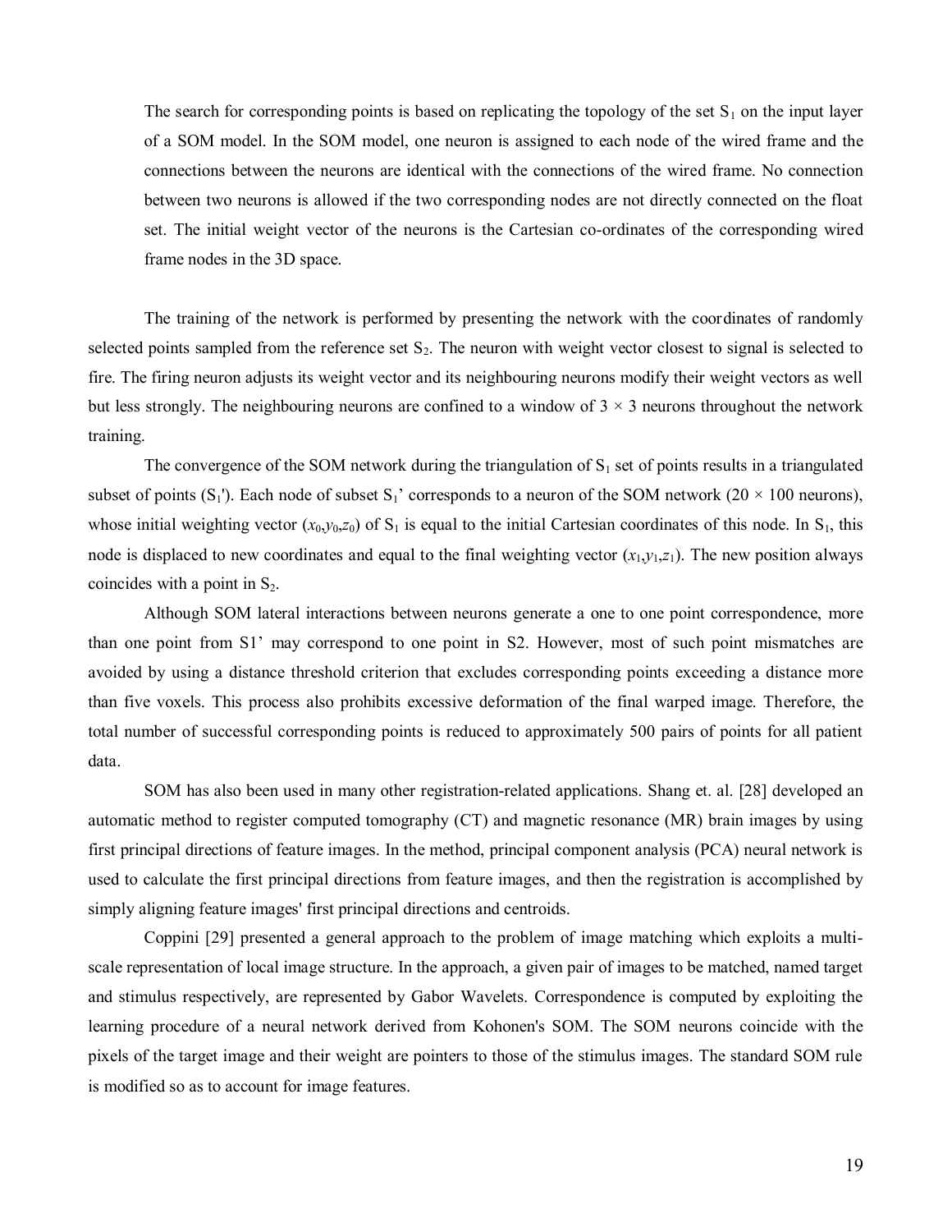The search for corresponding points is based on replicating the topology of the set $S_1$ on the input layer of a SOM model. In the SOM model, one neuron is assigned to each node of the wired frame and the connections between the neurons are identical with the connections of the wired frame. No connection between two neurons is allowed if the two corresponding nodes are not directly connected on the float set. The initial weight vector of the neurons is the Cartesian co-ordinates of the corresponding wired frame nodes in the 3D space.

The training of the network is performed by presenting the network with the coordinates of randomly selected points sampled from the reference set $S_2$. The neuron with weight vector closest to signal is selected to fire. The firing neuron adjusts its weight vector and its neighbouring neurons modify their weight vectors as well but less strongly. The neighbouring neurons are confined to a window of $3 \times 3$ neurons throughout the network training.

The convergence of the SOM network during the triangulation of $S_1$ set of points results in a triangulated subset of points ($S_1$'). Each node of subset $S_1$' corresponds to a neuron of the SOM network ($20 \times 100$ neurons), whose initial weighting vector ($x_0$,$y_0$,$z_0$) of $S_1$ is equal to the initial Cartesian coordinates of this node. In $S_1$, this node is displaced to new coordinates and equal to the final weighting vector ($x_1$,$y_1$,$z_1$). The new position always coincides with a point in $S_2$.

Although SOM lateral interactions between neurons generate a one to one point correspondence, more than one point from S1' may correspond to one point in S2. However, most of such point mismatches are avoided by using a distance threshold criterion that excludes corresponding points exceeding a distance more than five voxels. This process also prohibits excessive deformation of the final warped image. Therefore, the total number of successful corresponding points is reduced to approximately 500 pairs of points for all patient data.

SOM has also been used in many other registration-related applications. Shang et. al. [28] developed an automatic method to register computed tomography (CT) and magnetic resonance (MR) brain images by using first principal directions of feature images. In the method, principal component analysis (PCA) neural network is used to calculate the first principal directions from feature images, and then the registration is accomplished by simply aligning feature images' first principal directions and centroids.

Coppini [29] presented a general approach to the problem of image matching which exploits a multi-scale representation of local image structure. In the approach, a given pair of images to be matched, named target and stimulus respectively, are represented by Gabor Wavelets. Correspondence is computed by exploiting the learning procedure of a neural network derived from Kohonen's SOM. The SOM neurons coincide with the pixels of the target image and their weight are pointers to those of the stimulus images. The standard SOM rule is modified so as to account for image features.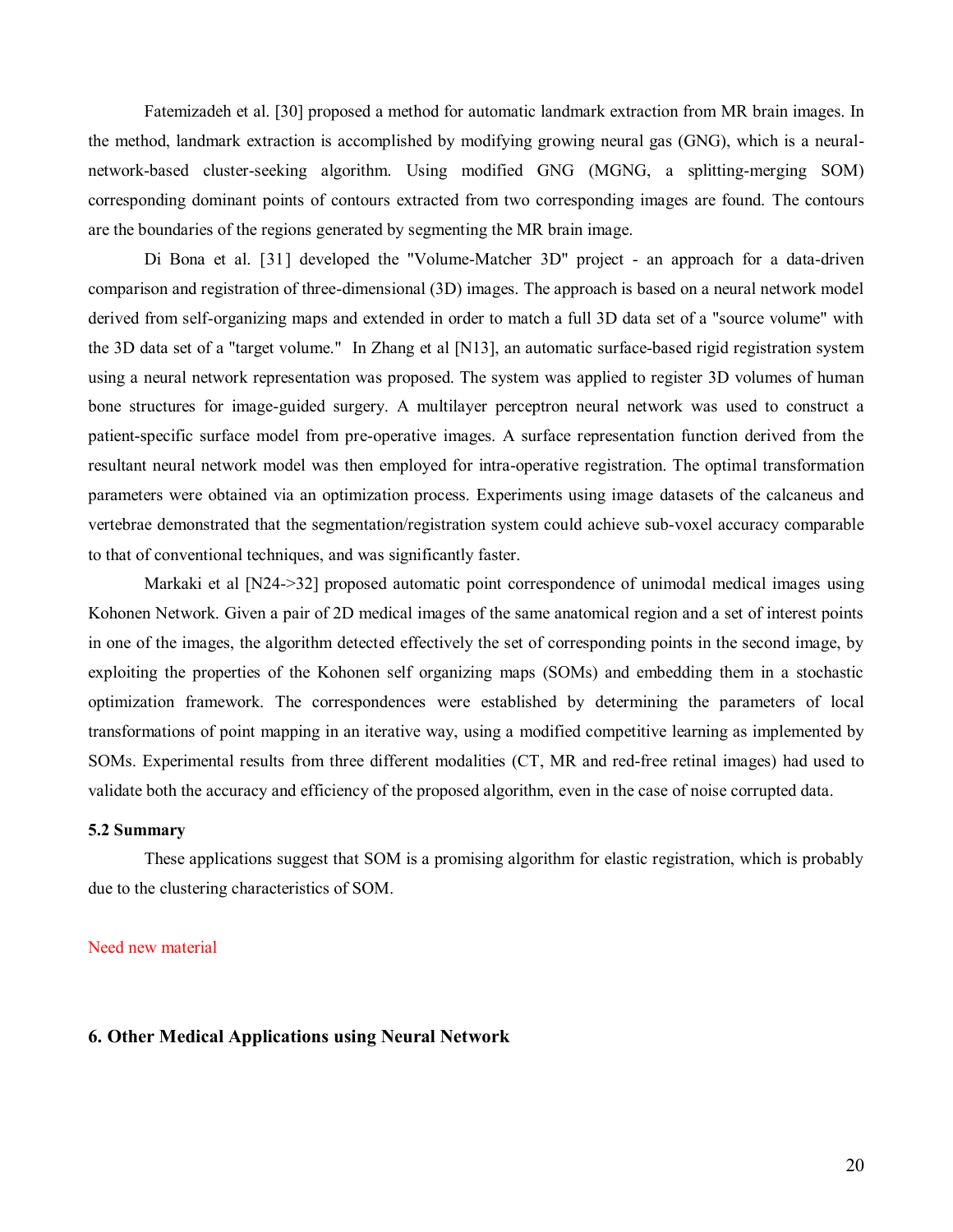Fatemizadeh et al. [30] proposed a method for automatic landmark extraction from MR brain images. In the method, landmark extraction is accomplished by modifying growing neural gas (GNG), which is a neural-network-based cluster-seeking algorithm. Using modified GNG (MGNG, a splitting-merging SOM) corresponding dominant points of contours extracted from two corresponding images are found. The contours are the boundaries of the regions generated by segmenting the MR brain image.

Di Bona et al. [31] developed the "Volume-Matcher 3D" project - an approach for a data-driven comparison and registration of three-dimensional (3D) images. The approach is based on a neural network model derived from self-organizing maps and extended in order to match a full 3D data set of a "source volume" with the 3D data set of a "target volume." In Zhang et al [N13], an automatic surface-based rigid registration system using a neural network representation was proposed. The system was applied to register 3D volumes of human bone structures for image-guided surgery. A multilayer perceptron neural network was used to construct a patient-specific surface model from pre-operative images. A surface representation function derived from the resultant neural network model was then employed for intra-operative registration. The optimal transformation parameters were obtained via an optimization process. Experiments using image datasets of the calcaneus and vertebrae demonstrated that the segmentation/registration system could achieve sub-voxel accuracy comparable to that of conventional techniques, and was significantly faster.

Markaki et al [N24->32] proposed automatic point correspondence of unimodal medical images using Kohonen Network. Given a pair of 2D medical images of the same anatomical region and a set of interest points in one of the images, the algorithm detected effectively the set of corresponding points in the second image, by exploiting the properties of the Kohonen self organizing maps (SOMs) and embedding them in a stochastic optimization framework. The correspondences were established by determining the parameters of local transformations of point mapping in an iterative way, using a modified competitive learning as implemented by SOMs. Experimental results from three different modalities (CT, MR and red-free retinal images) had used to validate both the accuracy and efficiency of the proposed algorithm, even in the case of noise corrupted data.

### 5.2 Summary

These applications suggest that SOM is a promising algorithm for elastic registration, which is probably due to the clustering characteristics of SOM.

Need new material

## 6. Other Medical Applications using Neural Network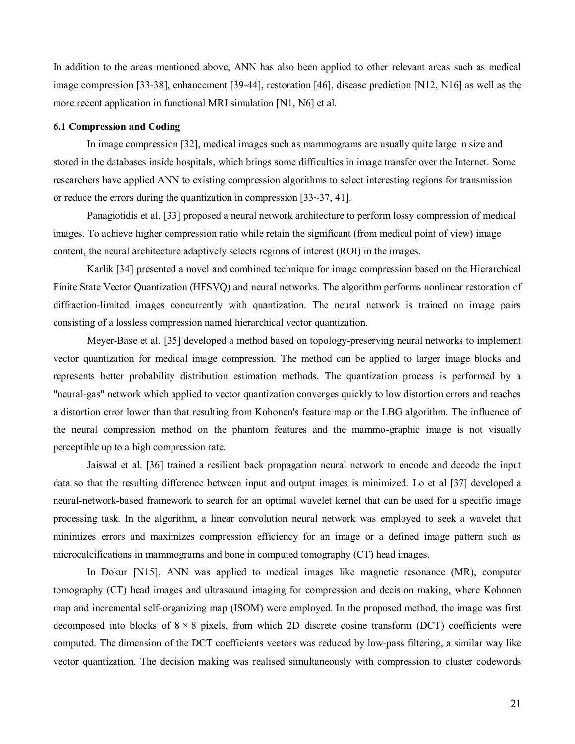In addition to the areas mentioned above, ANN has also been applied to other relevant areas such as medical image compression [33-38], enhancement [39-44], restoration [46], disease prediction [N12, N16] as well as the more recent application in functional MRI simulation [N1, N6] et al.

### 6.1 Compression and Coding

In image compression [32], medical images such as mammograms are usually quite large in size and stored in the databases inside hospitals, which brings some difficulties in image transfer over the Internet. Some researchers have applied ANN to existing compression algorithms to select interesting regions for transmission or reduce the errors during the quantization in compression [33~37, 41].

Panagiotidis et al. [33] proposed a neural network architecture to perform lossy compression of medical images. To achieve higher compression ratio while retain the significant (from medical point of view) image content, the neural architecture adaptively selects regions of interest (ROI) in the images.

Karlik [34] presented a novel and combined technique for image compression based on the Hierarchical Finite State Vector Quantization (HFSVQ) and neural networks. The algorithm performs nonlinear restoration of diffraction-limited images concurrently with quantization. The neural network is trained on image pairs consisting of a lossless compression named hierarchical vector quantization.

Meyer-Base et al. [35] developed a method based on topology-preserving neural networks to implement vector quantization for medical image compression. The method can be applied to larger image blocks and represents better probability distribution estimation methods. The quantization process is performed by a "neural-gas" network which applied to vector quantization converges quickly to low distortion errors and reaches a distortion error lower than that resulting from Kohonen's feature map or the LBG algorithm. The influence of the neural compression method on the phantom features and the mammo-graphic image is not visually perceptible up to a high compression rate.

Jaiswal et al. [36] trained a resilient back propagation neural network to encode and decode the input data so that the resulting difference between input and output images is minimized. Lo et al [37] developed a neural-network-based framework to search for an optimal wavelet kernel that can be used for a specific image processing task. In the algorithm, a linear convolution neural network was employed to seek a wavelet that minimizes errors and maximizes compression efficiency for an image or a defined image pattern such as microcalcifications in mammograms and bone in computed tomography (CT) head images.

In Dokur [N15], ANN was applied to medical images like magnetic resonance (MR), computer tomography (CT) head images and ultrasound imaging for compression and decision making, where Kohonen map and incremental self-organizing map (ISOM) were employed. In the proposed method, the image was first decomposed into blocks of $8 \times 8$ pixels, from which 2D discrete cosine transform (DCT) coefficients were computed. The dimension of the DCT coefficients vectors was reduced by low-pass filtering, a similar way like vector quantization. The decision making was realised simultaneously with compression to cluster codewords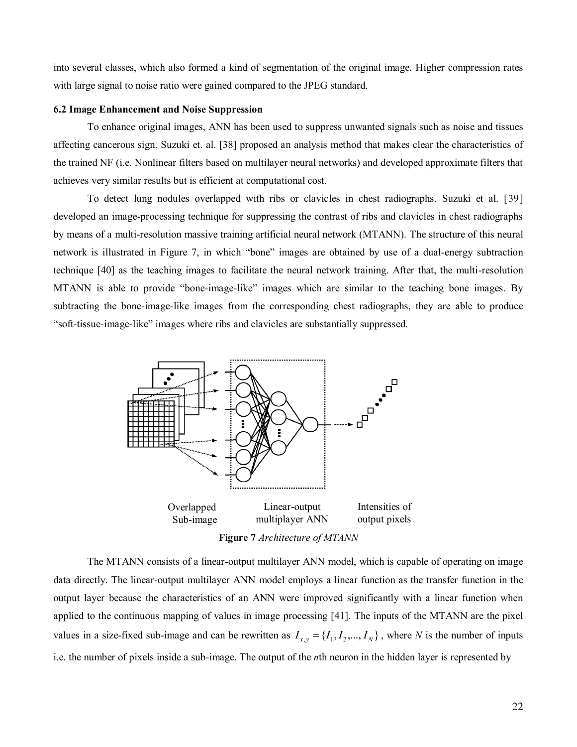into several classes, which also formed a kind of segmentation of the original image. Higher compression rates with large signal to noise ratio were gained compared to the JPEG standard.

### 6.2 Image Enhancement and Noise Suppression

To enhance original images, ANN has been used to suppress unwanted signals such as noise and tissues affecting cancerous sign. Suzuki et. al. [38] proposed an analysis method that makes clear the characteristics of the trained NF (i.e. Nonlinear filters based on multilayer neural networks) and developed approximate filters that achieves very similar results but is efficient at computational cost.

To detect lung nodules overlapped with ribs or clavicles in chest radiographs, Suzuki et al. [39] developed an image-processing technique for suppressing the contrast of ribs and clavicles in chest radiographs by means of a multi-resolution massive training artificial neural network (MTANN). The structure of this neural network is illustrated in Figure 7, in which "bone" images are obtained by use of a dual-energy subtraction technique [40] as the teaching images to facilitate the neural network training. After that, the multi-resolution MTANN is able to provide "bone-image-like" images which are similar to the teaching bone images. By subtracting the bone-image-like images from the corresponding chest radiographs, they are able to produce "soft-tissue-image-like" images where ribs and clavicles are substantially suppressed.

Overlapped Sub-image | Linear-output multiplayer ANN | Intensities of output pixels

**Figure 7** *Architecture of MTANN*

The MTANN consists of a linear-output multilayer ANN model, which is capable of operating on image data directly. The linear-output multilayer ANN model employs a linear function as the transfer function in the output layer because the characteristics of an ANN were improved significantly with a linear function when applied to the continuous mapping of values in image processing [41]. The inputs of the MTANN are the pixel values in a size-fixed sub-image and can be rewritten as $I_{x,y} = \{I_1, I_2, ..., I_N\}$, where $N$ is the number of inputs i.e. the number of pixels inside a sub-image. The output of the $n$th neuron in the hidden layer is represented by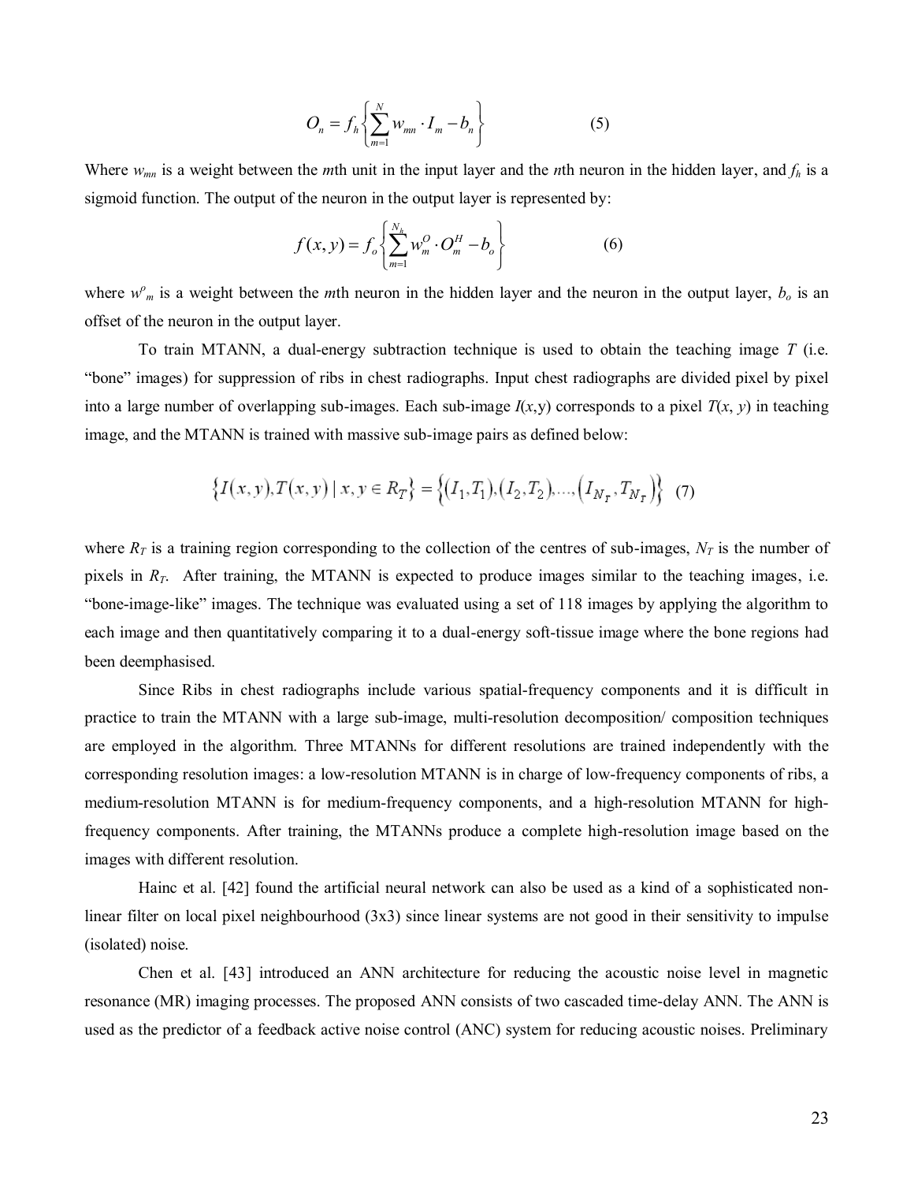$$O_n = f_h\left\{\sum_{m=1}^{N} w_{mn} \cdot I_m - b_n\right\} \qquad (5)$$

Where $w_{mn}$ is a weight between the $m$th unit in the input layer and the $n$th neuron in the hidden layer, and $f_h$ is a sigmoid function. The output of the neuron in the output layer is represented by:

$$f(x, y) = f_o\left\{\sum_{m=1}^{N_h} w_m^O \cdot O_m^H - b_o\right\} \qquad (6)$$

where $w^o{}_m$ is a weight between the $m$th neuron in the hidden layer and the neuron in the output layer, $b_o$ is an offset of the neuron in the output layer.

To train MTANN, a dual-energy subtraction technique is used to obtain the teaching image $T$ (i.e. "bone" images) for suppression of ribs in chest radiographs. Input chest radiographs are divided pixel by pixel into a large number of overlapping sub-images. Each sub-image $I(x,y)$ corresponds to a pixel $T(x, y)$ in teaching image, and the MTANN is trained with massive sub-image pairs as defined below:

$$\{I(x, y), T(x, y) \mid x, y \in R_T\} = \{(I_1, T_1), (I_2, T_2), \ldots, (I_{N_T}, T_{N_T})\} \quad (7)$$

where $R_T$ is a training region corresponding to the collection of the centres of sub-images, $N_T$ is the number of pixels in $R_T$. After training, the MTANN is expected to produce images similar to the teaching images, i.e. "bone-image-like" images. The technique was evaluated using a set of 118 images by applying the algorithm to each image and then quantitatively comparing it to a dual-energy soft-tissue image where the bone regions had been deemphasised.

Since Ribs in chest radiographs include various spatial-frequency components and it is difficult in practice to train the MTANN with a large sub-image, multi-resolution decomposition/ composition techniques are employed in the algorithm. Three MTANNs for different resolutions are trained independently with the corresponding resolution images: a low-resolution MTANN is in charge of low-frequency components of ribs, a medium-resolution MTANN is for medium-frequency components, and a high-resolution MTANN for high-frequency components. After training, the MTANNs produce a complete high-resolution image based on the images with different resolution.

Hainc et al. [42] found the artificial neural network can also be used as a kind of a sophisticated non-linear filter on local pixel neighbourhood (3x3) since linear systems are not good in their sensitivity to impulse (isolated) noise.

Chen et al. [43] introduced an ANN architecture for reducing the acoustic noise level in magnetic resonance (MR) imaging processes. The proposed ANN consists of two cascaded time-delay ANN. The ANN is used as the predictor of a feedback active noise control (ANC) system for reducing acoustic noises. Preliminary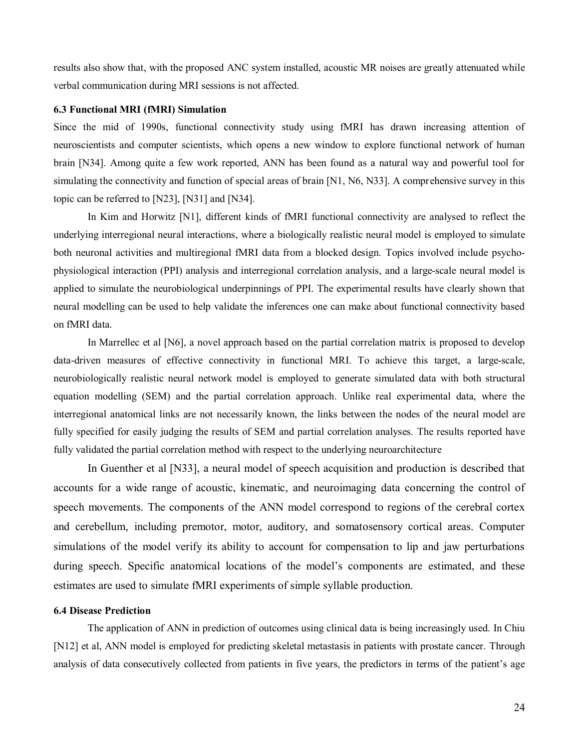results also show that, with the proposed ANC system installed, acoustic MR noises are greatly attenuated while verbal communication during MRI sessions is not affected.

### 6.3 Functional MRI (fMRI) Simulation

Since the mid of 1990s, functional connectivity study using fMRI has drawn increasing attention of neuroscientists and computer scientists, which opens a new window to explore functional network of human brain [N34]. Among quite a few work reported, ANN has been found as a natural way and powerful tool for simulating the connectivity and function of special areas of brain [N1, N6, N33]. A comprehensive survey in this topic can be referred to [N23], [N31] and [N34].

In Kim and Horwitz [N1], different kinds of fMRI functional connectivity are analysed to reflect the underlying interregional neural interactions, where a biologically realistic neural model is employed to simulate both neuronal activities and multiregional fMRI data from a blocked design. Topics involved include psycho-physiological interaction (PPI) analysis and interregional correlation analysis, and a large-scale neural model is applied to simulate the neurobiological underpinnings of PPI. The experimental results have clearly shown that neural modelling can be used to help validate the inferences one can make about functional connectivity based on fMRI data.

In Marrellec et al [N6], a novel approach based on the partial correlation matrix is proposed to develop data-driven measures of effective connectivity in functional MRI. To achieve this target, a large-scale, neurobiologically realistic neural network model is employed to generate simulated data with both structural equation modelling (SEM) and the partial correlation approach. Unlike real experimental data, where the interregional anatomical links are not necessarily known, the links between the nodes of the neural model are fully specified for easily judging the results of SEM and partial correlation analyses. The results reported have fully validated the partial correlation method with respect to the underlying neuroarchitecture

In Guenther et al [N33], a neural model of speech acquisition and production is described that accounts for a wide range of acoustic, kinematic, and neuroimaging data concerning the control of speech movements. The components of the ANN model correspond to regions of the cerebral cortex and cerebellum, including premotor, motor, auditory, and somatosensory cortical areas. Computer simulations of the model verify its ability to account for compensation to lip and jaw perturbations during speech. Specific anatomical locations of the model's components are estimated, and these estimates are used to simulate fMRI experiments of simple syllable production.

### 6.4 Disease Prediction

The application of ANN in prediction of outcomes using clinical data is being increasingly used. In Chiu [N12] et al, ANN model is employed for predicting skeletal metastasis in patients with prostate cancer. Through analysis of data consecutively collected from patients in five years, the predictors in terms of the patient's age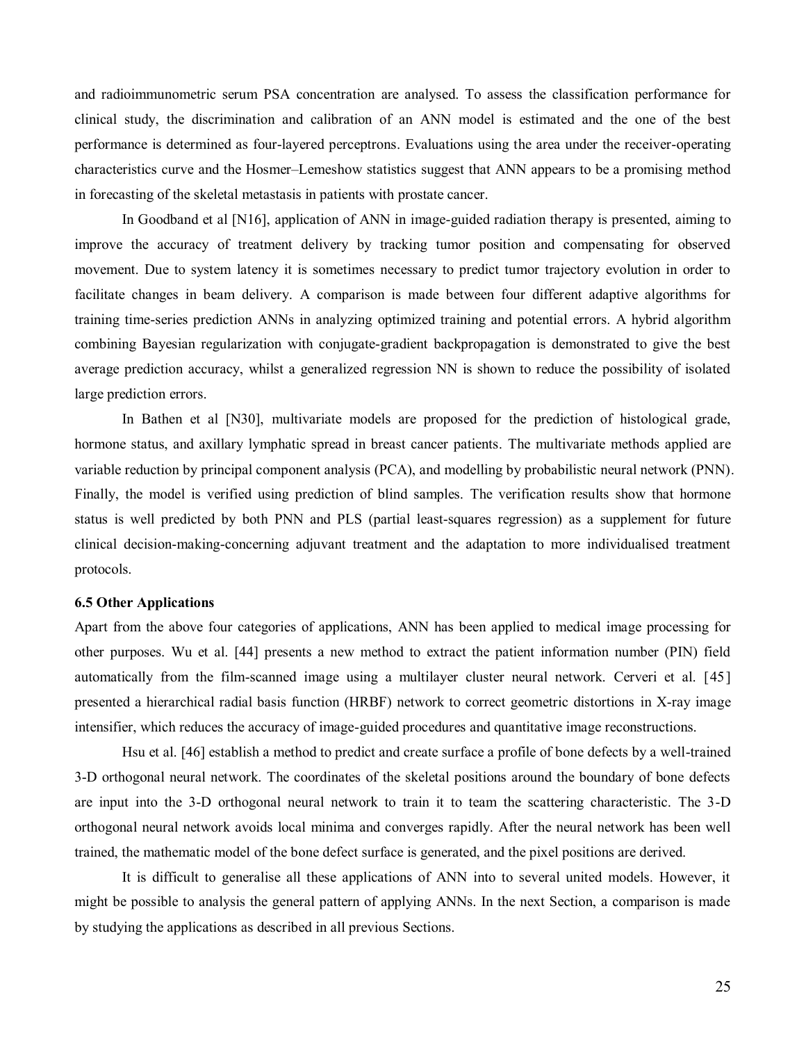and radioimmunometric serum PSA concentration are analysed. To assess the classification performance for clinical study, the discrimination and calibration of an ANN model is estimated and the one of the best performance is determined as four-layered perceptrons. Evaluations using the area under the receiver-operating characteristics curve and the Hosmer–Lemeshow statistics suggest that ANN appears to be a promising method in forecasting of the skeletal metastasis in patients with prostate cancer.

In Goodband et al [N16], application of ANN in image-guided radiation therapy is presented, aiming to improve the accuracy of treatment delivery by tracking tumor position and compensating for observed movement. Due to system latency it is sometimes necessary to predict tumor trajectory evolution in order to facilitate changes in beam delivery. A comparison is made between four different adaptive algorithms for training time-series prediction ANNs in analyzing optimized training and potential errors. A hybrid algorithm combining Bayesian regularization with conjugate-gradient backpropagation is demonstrated to give the best average prediction accuracy, whilst a generalized regression NN is shown to reduce the possibility of isolated large prediction errors.

In Bathen et al [N30], multivariate models are proposed for the prediction of histological grade, hormone status, and axillary lymphatic spread in breast cancer patients. The multivariate methods applied are variable reduction by principal component analysis (PCA), and modelling by probabilistic neural network (PNN). Finally, the model is verified using prediction of blind samples. The verification results show that hormone status is well predicted by both PNN and PLS (partial least-squares regression) as a supplement for future clinical decision-making-concerning adjuvant treatment and the adaptation to more individualised treatment protocols.

### 6.5 Other Applications

Apart from the above four categories of applications, ANN has been applied to medical image processing for other purposes. Wu et al. [44] presents a new method to extract the patient information number (PIN) field automatically from the film-scanned image using a multilayer cluster neural network. Cerveri et al. [45] presented a hierarchical radial basis function (HRBF) network to correct geometric distortions in X-ray image intensifier, which reduces the accuracy of image-guided procedures and quantitative image reconstructions.

Hsu et al. [46] establish a method to predict and create surface a profile of bone defects by a well-trained 3-D orthogonal neural network. The coordinates of the skeletal positions around the boundary of bone defects are input into the 3-D orthogonal neural network to train it to team the scattering characteristic. The 3-D orthogonal neural network avoids local minima and converges rapidly. After the neural network has been well trained, the mathematic model of the bone defect surface is generated, and the pixel positions are derived.

It is difficult to generalise all these applications of ANN into to several united models. However, it might be possible to analysis the general pattern of applying ANNs. In the next Section, a comparison is made by studying the applications as described in all previous Sections.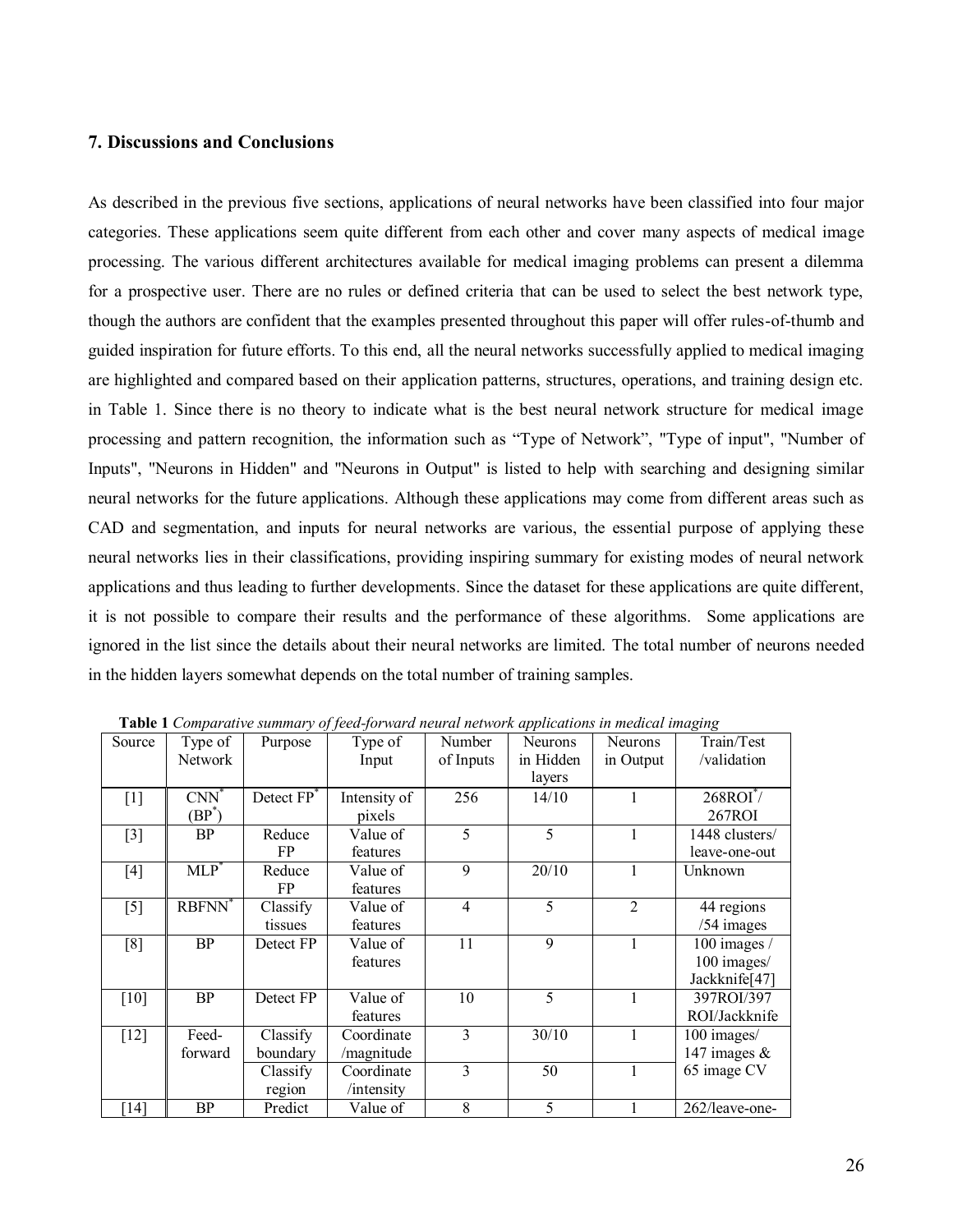## 7. Discussions and Conclusions

As described in the previous five sections, applications of neural networks have been classified into four major categories. These applications seem quite different from each other and cover many aspects of medical image processing. The various different architectures available for medical imaging problems can present a dilemma for a prospective user. There are no rules or defined criteria that can be used to select the best network type, though the authors are confident that the examples presented throughout this paper will offer rules-of-thumb and guided inspiration for future efforts. To this end, all the neural networks successfully applied to medical imaging are highlighted and compared based on their application patterns, structures, operations, and training design etc. in Table 1. Since there is no theory to indicate what is the best neural network structure for medical image processing and pattern recognition, the information such as "Type of Network", "Type of input", "Number of Inputs", "Neurons in Hidden" and "Neurons in Output" is listed to help with searching and designing similar neural networks for the future applications. Although these applications may come from different areas such as CAD and segmentation, and inputs for neural networks are various, the essential purpose of applying these neural networks lies in their classifications, providing inspiring summary for existing modes of neural network applications and thus leading to further developments. Since the dataset for these applications are quite different, it is not possible to compare their results and the performance of these algorithms. Some applications are ignored in the list since the details about their neural networks are limited. The total number of neurons needed in the hidden layers somewhat depends on the total number of training samples.

**Table 1** *Comparative summary of feed-forward neural network applications in medical imaging*

| Source | Type of Network | Purpose | Type of Input | Number of Inputs | Neurons in Hidden layers | Neurons in Output | Train/Test /validation |
|---|---|---|---|---|---|---|---|
| [1] | CNN* (BP*) | Detect FP* | Intensity of pixels | 256 | 14/10 | 1 | 268ROI*/ 267ROI |
| [3] | BP | Reduce FP | Value of features | 5 | 5 | 1 | 1448 clusters/ leave-one-out |
| [4] | MLP* | Reduce FP | Value of features | 9 | 20/10 | 1 | Unknown |
| [5] | RBFNN* | Classify tissues | Value of features | 4 | 5 | 2 | 44 regions /54 images |
| [8] | BP | Detect FP | Value of features | 11 | 9 | 1 | 100 images / 100 images/ Jackknife[47] |
| [10] | BP | Detect FP | Value of features | 10 | 5 | 1 | 397ROI/397 ROI/Jackknife |
| [12] | Feed-forward | Classify boundary | Coordinate /magnitude | 3 | 30/10 | 1 | 100 images/ 147 images & 65 image CV |
| | | Classify region | Coordinate /intensity | 3 | 50 | 1 | |
| [14] | BP | Predict | Value of | 8 | 5 | 1 | 262/leave-one- |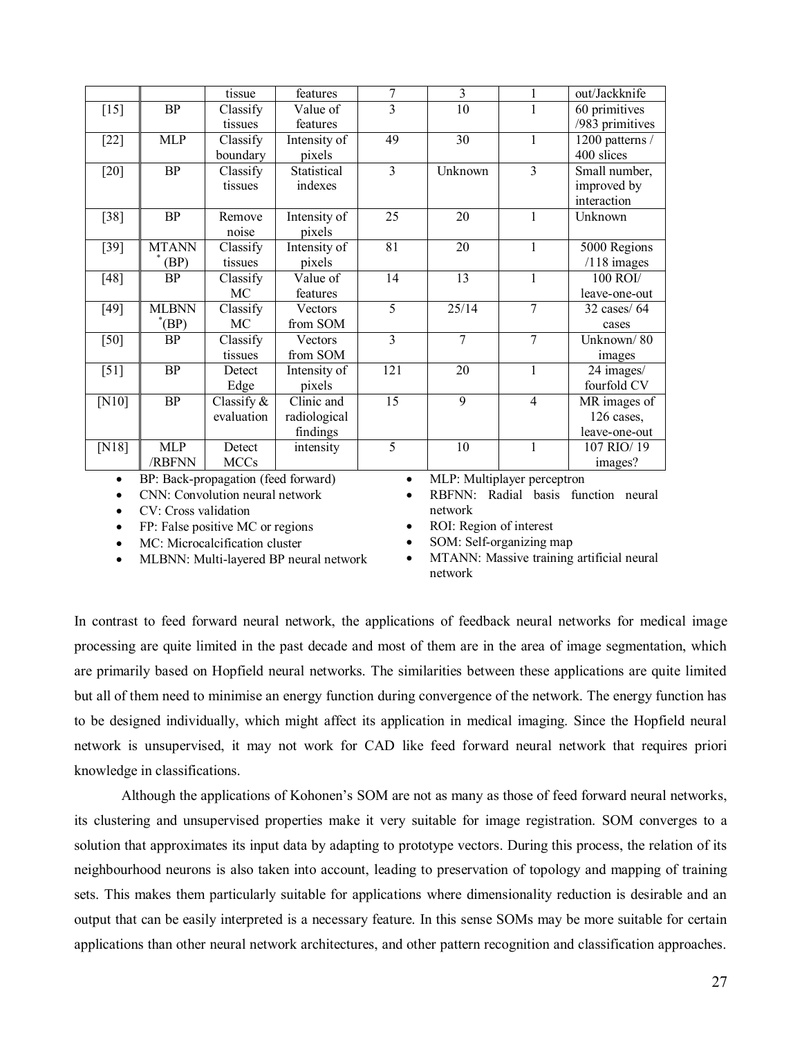| | | tissue | features | 7 | 3 | 1 | out/Jackknife |
|---|---|---|---|---|---|---|---|
| [15] | BP | Classify tissues | Value of features | 3 | 10 | 1 | 60 primitives /983 primitives |
| [22] | MLP | Classify boundary | Intensity of pixels | 49 | 30 | 1 | 1200 patterns / 400 slices |
| [20] | BP | Classify tissues | Statistical indexes | 3 | Unknown | 3 | Small number, improved by interaction |
| [38] | BP | Remove noise | Intensity of pixels | 25 | 20 | 1 | Unknown |
| [39] | MTANN * (BP) | Classify tissues | Intensity of pixels | 81 | 20 | 1 | 5000 Regions /118 images |
| [48] | BP | Classify MC | Value of features | 14 | 13 | 1 | 100 ROI/ leave-one-out |
| [49] | MLBNN *(BP) | Classify MC | Vectors from SOM | 5 | 25/14 | 7 | 32 cases/ 64 cases |
| [50] | BP | Classify tissues | Vectors from SOM | 3 | 7 | 7 | Unknown/ 80 images |
| [51] | BP | Detect Edge | Intensity of pixels | 121 | 20 | 1 | 24 images/ fourfold CV |
| [N10] | BP | Classify & evaluation | Clinic and radiological findings | 15 | 9 | 4 | MR images of 126 cases, leave-one-out |
| [N18] | MLP /RBFNN | Detect MCCs | intensity | 5 | 10 | 1 | 107 RIO/ 19 images? |

- BP: Back-propagation (feed forward)
- CNN: Convolution neural network
- CV: Cross validation
- FP: False positive MC or regions
- MC: Microcalcification cluster
- MLBNN: Multi-layered BP neural network
- MLP: Multiplayer perceptron
- RBFNN: Radial basis function neural network
- ROI: Region of interest
- SOM: Self-organizing map
- MTANN: Massive training artificial neural network

In contrast to feed forward neural network, the applications of feedback neural networks for medical image processing are quite limited in the past decade and most of them are in the area of image segmentation, which are primarily based on Hopfield neural networks. The similarities between these applications are quite limited but all of them need to minimise an energy function during convergence of the network. The energy function has to be designed individually, which might affect its application in medical imaging. Since the Hopfield neural network is unsupervised, it may not work for CAD like feed forward neural network that requires priori knowledge in classifications.

Although the applications of Kohonen's SOM are not as many as those of feed forward neural networks, its clustering and unsupervised properties make it very suitable for image registration. SOM converges to a solution that approximates its input data by adapting to prototype vectors. During this process, the relation of its neighbourhood neurons is also taken into account, leading to preservation of topology and mapping of training sets. This makes them particularly suitable for applications where dimensionality reduction is desirable and an output that can be easily interpreted is a necessary feature. In this sense SOMs may be more suitable for certain applications than other neural network architectures, and other pattern recognition and classification approaches.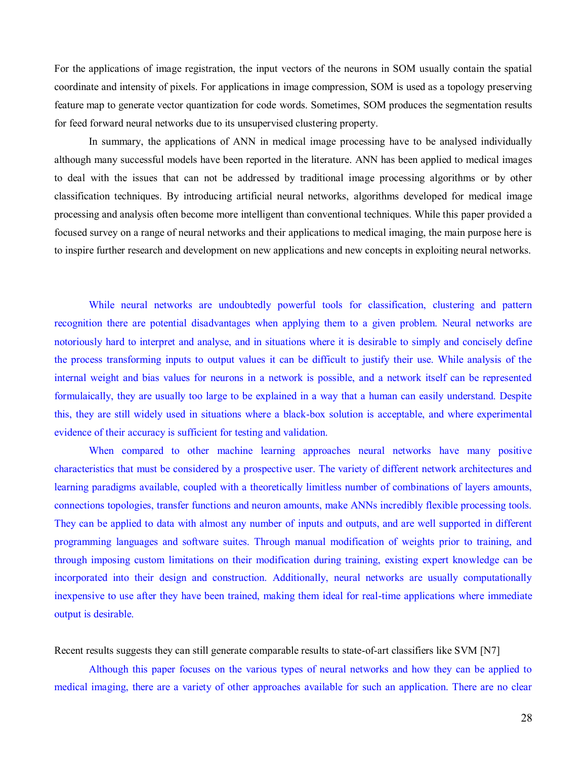For the applications of image registration, the input vectors of the neurons in SOM usually contain the spatial coordinate and intensity of pixels. For applications in image compression, SOM is used as a topology preserving feature map to generate vector quantization for code words. Sometimes, SOM produces the segmentation results for feed forward neural networks due to its unsupervised clustering property.

In summary, the applications of ANN in medical image processing have to be analysed individually although many successful models have been reported in the literature. ANN has been applied to medical images to deal with the issues that can not be addressed by traditional image processing algorithms or by other classification techniques. By introducing artificial neural networks, algorithms developed for medical image processing and analysis often become more intelligent than conventional techniques. While this paper provided a focused survey on a range of neural networks and their applications to medical imaging, the main purpose here is to inspire further research and development on new applications and new concepts in exploiting neural networks.

While neural networks are undoubtedly powerful tools for classification, clustering and pattern recognition there are potential disadvantages when applying them to a given problem. Neural networks are notoriously hard to interpret and analyse, and in situations where it is desirable to simply and concisely define the process transforming inputs to output values it can be difficult to justify their use. While analysis of the internal weight and bias values for neurons in a network is possible, and a network itself can be represented formulaically, they are usually too large to be explained in a way that a human can easily understand. Despite this, they are still widely used in situations where a black-box solution is acceptable, and where experimental evidence of their accuracy is sufficient for testing and validation.

When compared to other machine learning approaches neural networks have many positive characteristics that must be considered by a prospective user. The variety of different network architectures and learning paradigms available, coupled with a theoretically limitless number of combinations of layers amounts, connections topologies, transfer functions and neuron amounts, make ANNs incredibly flexible processing tools. They can be applied to data with almost any number of inputs and outputs, and are well supported in different programming languages and software suites. Through manual modification of weights prior to training, and through imposing custom limitations on their modification during training, existing expert knowledge can be incorporated into their design and construction. Additionally, neural networks are usually computationally inexpensive to use after they have been trained, making them ideal for real-time applications where immediate output is desirable.

Recent results suggests they can still generate comparable results to state-of-art classifiers like SVM [N7]

Although this paper focuses on the various types of neural networks and how they can be applied to medical imaging, there are a variety of other approaches available for such an application. There are no clear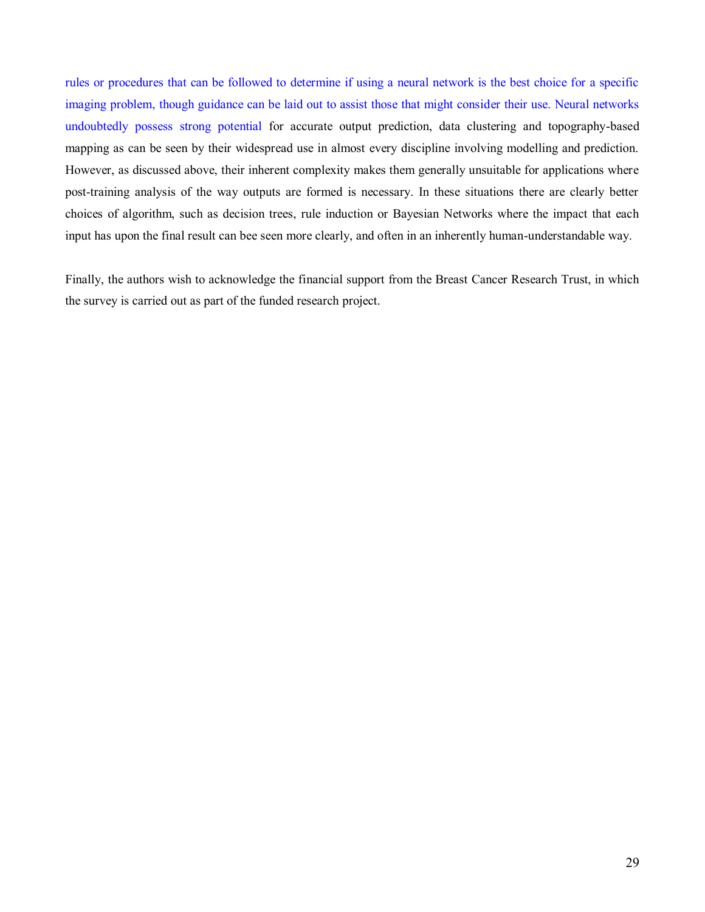rules or procedures that can be followed to determine if using a neural network is the best choice for a specific imaging problem, though guidance can be laid out to assist those that might consider their use. Neural networks undoubtedly possess strong potential for accurate output prediction, data clustering and topography-based mapping as can be seen by their widespread use in almost every discipline involving modelling and prediction. However, as discussed above, their inherent complexity makes them generally unsuitable for applications where post-training analysis of the way outputs are formed is necessary. In these situations there are clearly better choices of algorithm, such as decision trees, rule induction or Bayesian Networks where the impact that each input has upon the final result can bee seen more clearly, and often in an inherently human-understandable way.

Finally, the authors wish to acknowledge the financial support from the Breast Cancer Research Trust, in which the survey is carried out as part of the funded research project.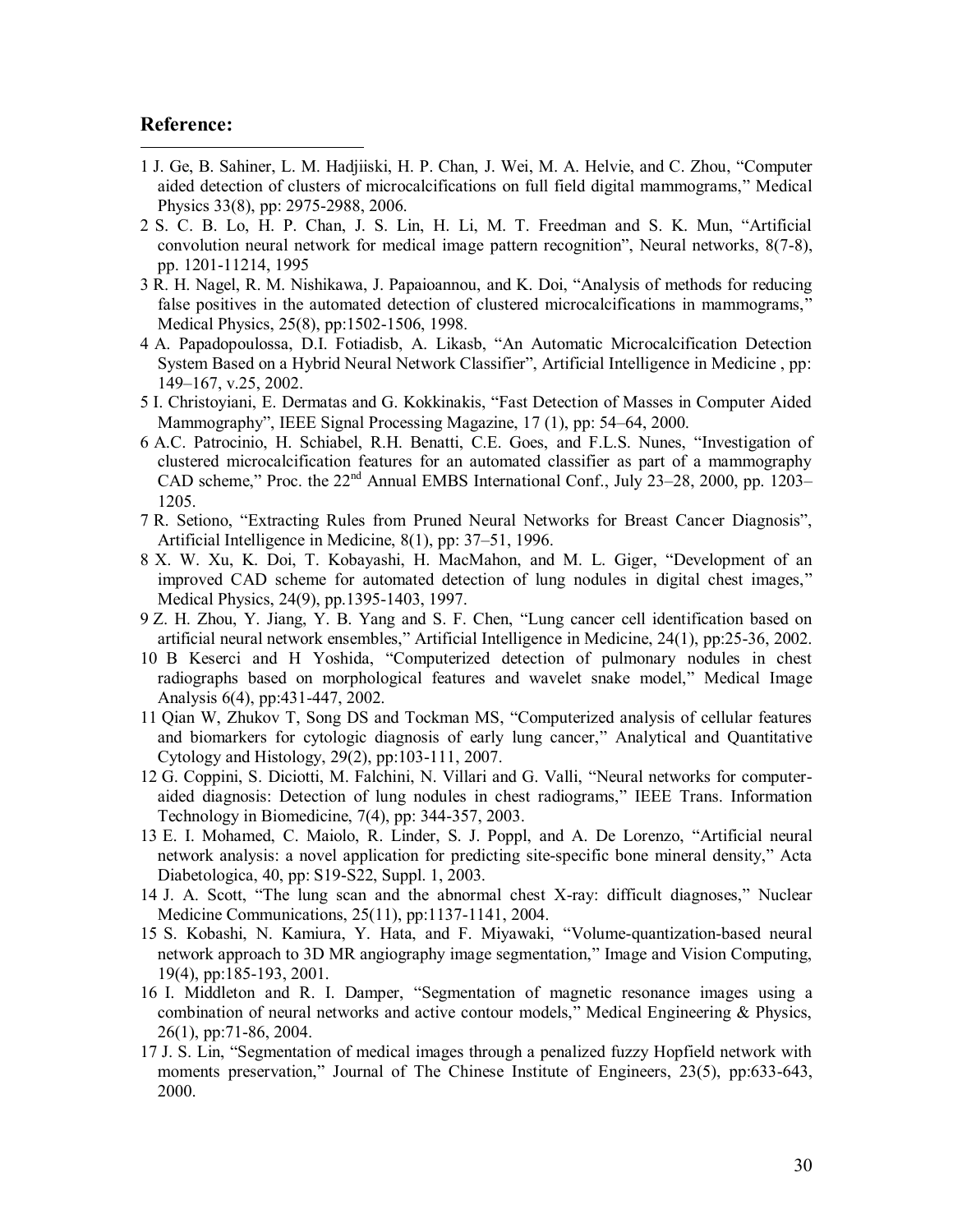**Reference:**

1 J. Ge, B. Sahiner, L. M. Hadjiiski, H. P. Chan, J. Wei, M. A. Helvie, and C. Zhou, "Computer aided detection of clusters of microcalcifications on full field digital mammograms," Medical Physics 33(8), pp: 2975-2988, 2006.

2 S. C. B. Lo, H. P. Chan, J. S. Lin, H. Li, M. T. Freedman and S. K. Mun, "Artificial convolution neural network for medical image pattern recognition", Neural networks, 8(7-8), pp. 1201-11214, 1995

3 R. H. Nagel, R. M. Nishikawa, J. Papaioannou, and K. Doi, "Analysis of methods for reducing false positives in the automated detection of clustered microcalcifications in mammograms," Medical Physics, 25(8), pp:1502-1506, 1998.

4 A. Papadopoulossa, D.I. Fotiadisb, A. Likasb, "An Automatic Microcalcification Detection System Based on a Hybrid Neural Network Classifier", Artificial Intelligence in Medicine , pp: 149–167, v.25, 2002.

5 I. Christoyiani, E. Dermatas and G. Kokkinakis, "Fast Detection of Masses in Computer Aided Mammography", IEEE Signal Processing Magazine, 17 (1), pp: 54–64, 2000.

6 A.C. Patrocinio, H. Schiabel, R.H. Benatti, C.E. Goes, and F.L.S. Nunes, "Investigation of clustered microcalcification features for an automated classifier as part of a mammography CAD scheme," Proc. the 22nd Annual EMBS International Conf., July 23–28, 2000, pp. 1203–1205.

7 R. Setiono, "Extracting Rules from Pruned Neural Networks for Breast Cancer Diagnosis", Artificial Intelligence in Medicine, 8(1), pp: 37–51, 1996.

8 X. W. Xu, K. Doi, T. Kobayashi, H. MacMahon, and M. L. Giger, "Development of an improved CAD scheme for automated detection of lung nodules in digital chest images," Medical Physics, 24(9), pp.1395-1403, 1997.

9 Z. H. Zhou, Y. Jiang, Y. B. Yang and S. F. Chen, "Lung cancer cell identification based on artificial neural network ensembles," Artificial Intelligence in Medicine, 24(1), pp:25-36, 2002.

10 B Keserci and H Yoshida, "Computerized detection of pulmonary nodules in chest radiographs based on morphological features and wavelet snake model," Medical Image Analysis 6(4), pp:431-447, 2002.

11 Qian W, Zhukov T, Song DS and Tockman MS, "Computerized analysis of cellular features and biomarkers for cytologic diagnosis of early lung cancer," Analytical and Quantitative Cytology and Histology, 29(2), pp:103-111, 2007.

12 G. Coppini, S. Diciotti, M. Falchini, N. Villari and G. Valli, "Neural networks for computer-aided diagnosis: Detection of lung nodules in chest radiograms," IEEE Trans. Information Technology in Biomedicine, 7(4), pp: 344-357, 2003.

13 E. I. Mohamed, C. Maiolo, R. Linder, S. J. Poppl, and A. De Lorenzo, "Artificial neural network analysis: a novel application for predicting site-specific bone mineral density," Acta Diabetologica, 40, pp: S19-S22, Suppl. 1, 2003.

14 J. A. Scott, "The lung scan and the abnormal chest X-ray: difficult diagnoses," Nuclear Medicine Communications, 25(11), pp:1137-1141, 2004.

15 S. Kobashi, N. Kamiura, Y. Hata, and F. Miyawaki, "Volume-quantization-based neural network approach to 3D MR angiography image segmentation," Image and Vision Computing, 19(4), pp:185-193, 2001.

16 I. Middleton and R. I. Damper, "Segmentation of magnetic resonance images using a combination of neural networks and active contour models," Medical Engineering & Physics, 26(1), pp:71-86, 2004.

17 J. S. Lin, "Segmentation of medical images through a penalized fuzzy Hopfield network with moments preservation," Journal of The Chinese Institute of Engineers, 23(5), pp:633-643, 2000.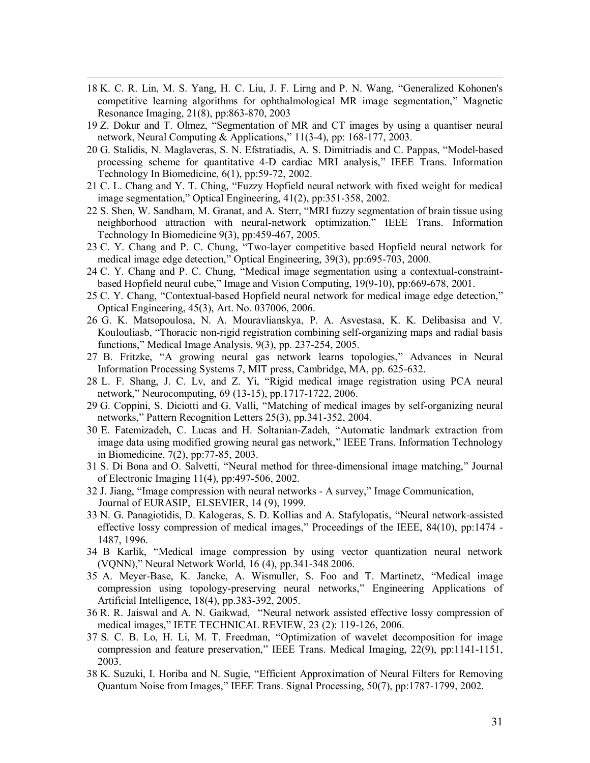18 K. C. R. Lin, M. S. Yang, H. C. Liu, J. F. Lirng and P. N. Wang, “Generalized Kohonen's competitive learning algorithms for ophthalmological MR image segmentation,” Magnetic Resonance Imaging, 21(8), pp:863-870, 2003

19 Z. Dokur and T. Olmez, “Segmentation of MR and CT images by using a quantiser neural network, Neural Computing & Applications,” 11(3-4), pp: 168-177, 2003.

20 G. Stalidis, N. Maglaveras, S. N. Efstratiadis, A. S. Dimitriadis and C. Pappas, “Model-based processing scheme for quantitative 4-D cardiac MRI analysis,” IEEE Trans. Information Technology In Biomedicine, 6(1), pp:59-72, 2002.

21 C. L. Chang and Y. T. Ching, “Fuzzy Hopfield neural network with fixed weight for medical image segmentation,” Optical Engineering, 41(2), pp:351-358, 2002.

22 S. Shen, W. Sandham, M. Granat, and A. Sterr, “MRI fuzzy segmentation of brain tissue using neighborhood attraction with neural-network optimization,” IEEE Trans. Information Technology In Biomedicine 9(3), pp:459-467, 2005.

23 C. Y. Chang and P. C. Chung, “Two-layer competitive based Hopfield neural network for medical image edge detection,” Optical Engineering, 39(3), pp:695-703, 2000.

24 C. Y. Chang and P. C. Chung, “Medical image segmentation using a contextual-constraint-based Hopfield neural cube,” Image and Vision Computing, 19(9-10), pp:669-678, 2001.

25 C. Y. Chang, “Contextual-based Hopfield neural network for medical image edge detection,” Optical Engineering, 45(3), Art. No. 037006, 2006.

26 G. K. Matsopoulosa, N. A. Mouravlianskya, P. A. Asvestasa, K. K. Delibasisa and V. Kouloulliasb, “Thoracic non-rigid registration combining self-organizing maps and radial basis functions,” Medical Image Analysis, 9(3), pp. 237-254, 2005.

27 B. Fritzke, “A growing neural gas network learns topologies,” Advances in Neural Information Processing Systems 7, MIT press, Cambridge, MA, pp. 625-632.

28 L. F. Shang, J. C. Lv, and Z. Yi, “Rigid medical image registration using PCA neural network,” Neurocomputing, 69 (13-15), pp.1717-1722, 2006.

29 G. Coppini, S. Diciotti and G. Valli, “Matching of medical images by self-organizing neural networks,” Pattern Recognition Letters 25(3), pp.341-352, 2004.

30 E. Fatemizadeh, C. Lucas and H. Soltanian-Zadeh, “Automatic landmark extraction from image data using modified growing neural gas network,” IEEE Trans. Information Technology in Biomedicine, 7(2), pp:77-85, 2003.

31 S. Di Bona and O. Salvetti, “Neural method for three-dimensional image matching,” Journal of Electronic Imaging 11(4), pp:497-506, 2002.

32 J. Jiang, “Image compression with neural networks - A survey,” Image Communication, Journal of EURASIP, ELSEVIER, 14 (9), 1999.

33 N. G. Panagiotidis, D. Kalogeras, S. D. Kollias and A. Stafylopatis, “Neural network-assisted effective lossy compression of medical images,” Proceedings of the IEEE, 84(10), pp:1474 - 1487, 1996.

34 B Karlik, “Medical image compression by using vector quantization neural network (VQNN),” Neural Network World, 16 (4), pp.341-348 2006.

35 A. Meyer-Base, K. Jancke, A. Wismuller, S. Foo and T. Martinetz, “Medical image compression using topology-preserving neural networks,” Engineering Applications of Artificial Intelligence, 18(4), pp.383-392, 2005.

36 R. R. Jaiswal and A. N. Gaikwad, “Neural network assisted effective lossy compression of medical images,” IETE TECHNICAL REVIEW, 23 (2): 119-126, 2006.

37 S. C. B. Lo, H. Li, M. T. Freedman, “Optimization of wavelet decomposition for image compression and feature preservation,” IEEE Trans. Medical Imaging, 22(9), pp:1141-1151, 2003.

38 K. Suzuki, I. Horiba and N. Sugie, “Efficient Approximation of Neural Filters for Removing Quantum Noise from Images,” IEEE Trans. Signal Processing, 50(7), pp:1787-1799, 2002.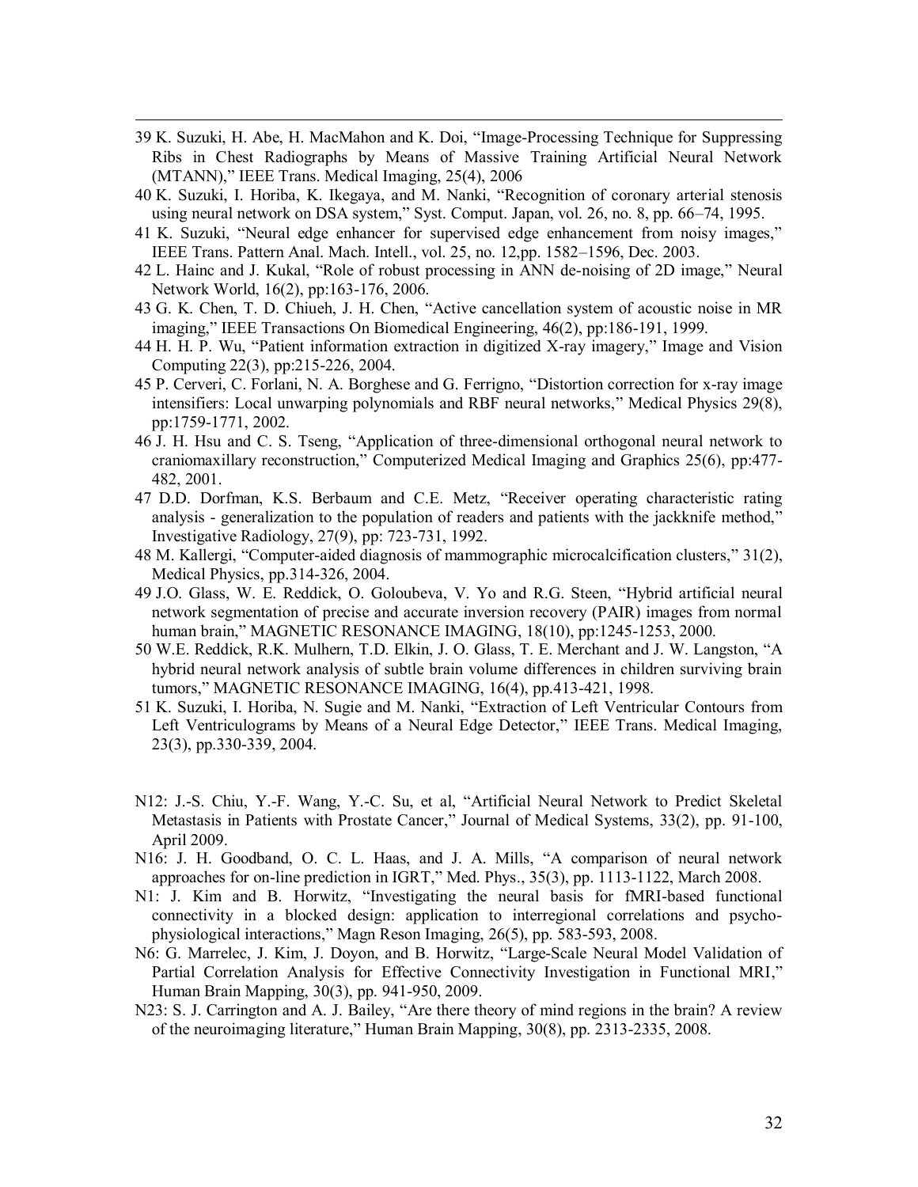39 K. Suzuki, H. Abe, H. MacMahon and K. Doi, "Image-Processing Technique for Suppressing Ribs in Chest Radiographs by Means of Massive Training Artificial Neural Network (MTANN)," IEEE Trans. Medical Imaging, 25(4), 2006

40 K. Suzuki, I. Horiba, K. Ikegaya, and M. Nanki, "Recognition of coronary arterial stenosis using neural network on DSA system," Syst. Comput. Japan, vol. 26, no. 8, pp. 66–74, 1995.

41 K. Suzuki, "Neural edge enhancer for supervised edge enhancement from noisy images," IEEE Trans. Pattern Anal. Mach. Intell., vol. 25, no. 12,pp. 1582–1596, Dec. 2003.

42 L. Hainc and J. Kukal, "Role of robust processing in ANN de-noising of 2D image," Neural Network World, 16(2), pp:163-176, 2006.

43 G. K. Chen, T. D. Chiueh, J. H. Chen, "Active cancellation system of acoustic noise in MR imaging," IEEE Transactions On Biomedical Engineering, 46(2), pp:186-191, 1999.

44 H. H. P. Wu, "Patient information extraction in digitized X-ray imagery," Image and Vision Computing 22(3), pp:215-226, 2004.

45 P. Cerveri, C. Forlani, N. A. Borghese and G. Ferrigno, "Distortion correction for x-ray image intensifiers: Local unwarping polynomials and RBF neural networks," Medical Physics 29(8), pp:1759-1771, 2002.

46 J. H. Hsu and C. S. Tseng, "Application of three-dimensional orthogonal neural network to craniomaxillary reconstruction," Computerized Medical Imaging and Graphics 25(6), pp:477-482, 2001.

47 D.D. Dorfman, K.S. Berbaum and C.E. Metz, "Receiver operating characteristic rating analysis - generalization to the population of readers and patients with the jackknife method," Investigative Radiology, 27(9), pp: 723-731, 1992.

48 M. Kallergi, "Computer-aided diagnosis of mammographic microcalcification clusters," 31(2), Medical Physics, pp.314-326, 2004.

49 J.O. Glass, W. E. Reddick, O. Goloubeva, V. Yo and R.G. Steen, "Hybrid artificial neural network segmentation of precise and accurate inversion recovery (PAIR) images from normal human brain," MAGNETIC RESONANCE IMAGING, 18(10), pp:1245-1253, 2000.

50 W.E. Reddick, R.K. Mulhern, T.D. Elkin, J. O. Glass, T. E. Merchant and J. W. Langston, "A hybrid neural network analysis of subtle brain volume differences in children surviving brain tumors," MAGNETIC RESONANCE IMAGING, 16(4), pp.413-421, 1998.

51 K. Suzuki, I. Horiba, N. Sugie and M. Nanki, "Extraction of Left Ventricular Contours from Left Ventriculograms by Means of a Neural Edge Detector," IEEE Trans. Medical Imaging, 23(3), pp.330-339, 2004.

N12: J.-S. Chiu, Y.-F. Wang, Y.-C. Su, et al, "Artificial Neural Network to Predict Skeletal Metastasis in Patients with Prostate Cancer," Journal of Medical Systems, 33(2), pp. 91-100, April 2009.

N16: J. H. Goodband, O. C. L. Haas, and J. A. Mills, "A comparison of neural network approaches for on-line prediction in IGRT," Med. Phys., 35(3), pp. 1113-1122, March 2008.

N1: J. Kim and B. Horwitz, "Investigating the neural basis for fMRI-based functional connectivity in a blocked design: application to interregional correlations and psycho-physiological interactions," Magn Reson Imaging, 26(5), pp. 583-593, 2008.

N6: G. Marrelec, J. Kim, J. Doyon, and B. Horwitz, "Large-Scale Neural Model Validation of Partial Correlation Analysis for Effective Connectivity Investigation in Functional MRI," Human Brain Mapping, 30(3), pp. 941-950, 2009.

N23: S. J. Carrington and A. J. Bailey, "Are there theory of mind regions in the brain? A review of the neuroimaging literature," Human Brain Mapping, 30(8), pp. 2313-2335, 2008.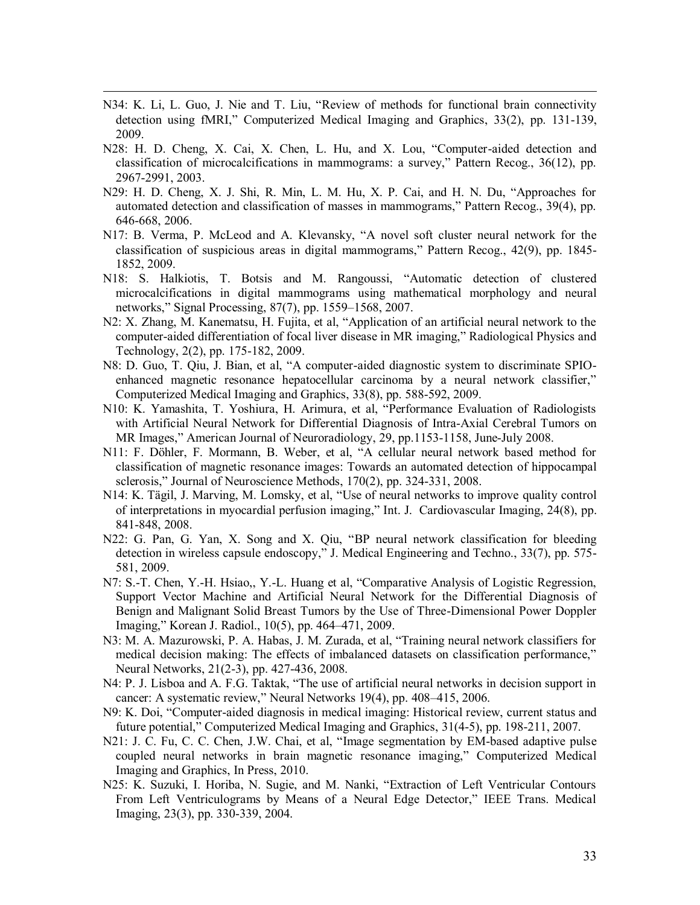N34: K. Li, L. Guo, J. Nie and T. Liu, "Review of methods for functional brain connectivity detection using fMRI," Computerized Medical Imaging and Graphics, 33(2), pp. 131-139, 2009.

N28: H. D. Cheng, X. Cai, X. Chen, L. Hu, and X. Lou, "Computer-aided detection and classification of microcalcifications in mammograms: a survey," Pattern Recog., 36(12), pp. 2967-2991, 2003.

N29: H. D. Cheng, X. J. Shi, R. Min, L. M. Hu, X. P. Cai, and H. N. Du, "Approaches for automated detection and classification of masses in mammograms," Pattern Recog., 39(4), pp. 646-668, 2006.

N17: B. Verma, P. McLeod and A. Klevansky, "A novel soft cluster neural network for the classification of suspicious areas in digital mammograms," Pattern Recog., 42(9), pp. 1845-1852, 2009.

N18: S. Halkiotis, T. Botsis and M. Rangoussi, "Automatic detection of clustered microcalcifications in digital mammograms using mathematical morphology and neural networks," Signal Processing, 87(7), pp. 1559–1568, 2007.

N2: X. Zhang, M. Kanematsu, H. Fujita, et al, "Application of an artificial neural network to the computer-aided differentiation of focal liver disease in MR imaging," Radiological Physics and Technology, 2(2), pp. 175-182, 2009.

N8: D. Guo, T. Qiu, J. Bian, et al, "A computer-aided diagnostic system to discriminate SPIO-enhanced magnetic resonance hepatocellular carcinoma by a neural network classifier," Computerized Medical Imaging and Graphics, 33(8), pp. 588-592, 2009.

N10: K. Yamashita, T. Yoshiura, H. Arimura, et al, "Performance Evaluation of Radiologists with Artificial Neural Network for Differential Diagnosis of Intra-Axial Cerebral Tumors on MR Images," American Journal of Neuroradiology, 29, pp.1153-1158, June-July 2008.

N11: F. Döhler, F. Mormann, B. Weber, et al, "A cellular neural network based method for classification of magnetic resonance images: Towards an automated detection of hippocampal sclerosis," Journal of Neuroscience Methods, 170(2), pp. 324-331, 2008.

N14: K. Tägil, J. Marving, M. Lomsky, et al, "Use of neural networks to improve quality control of interpretations in myocardial perfusion imaging," Int. J. Cardiovascular Imaging, 24(8), pp. 841-848, 2008.

N22: G. Pan, G. Yan, X. Song and X. Qiu, "BP neural network classification for bleeding detection in wireless capsule endoscopy," J. Medical Engineering and Techno., 33(7), pp. 575-581, 2009.

N7: S.-T. Chen, Y.-H. Hsiao,, Y.-L. Huang et al, "Comparative Analysis of Logistic Regression, Support Vector Machine and Artificial Neural Network for the Differential Diagnosis of Benign and Malignant Solid Breast Tumors by the Use of Three-Dimensional Power Doppler Imaging," Korean J. Radiol., 10(5), pp. 464–471, 2009.

N3: M. A. Mazurowski, P. A. Habas, J. M. Zurada, et al, "Training neural network classifiers for medical decision making: The effects of imbalanced datasets on classification performance," Neural Networks, 21(2-3), pp. 427-436, 2008.

N4: P. J. Lisboa and A. F.G. Taktak, "The use of artificial neural networks in decision support in cancer: A systematic review," Neural Networks 19(4), pp. 408–415, 2006.

N9: K. Doi, "Computer-aided diagnosis in medical imaging: Historical review, current status and future potential," Computerized Medical Imaging and Graphics, 31(4-5), pp. 198-211, 2007.

N21: J. C. Fu, C. C. Chen, J.W. Chai, et al, "Image segmentation by EM-based adaptive pulse coupled neural networks in brain magnetic resonance imaging," Computerized Medical Imaging and Graphics, In Press, 2010.

N25: K. Suzuki, I. Horiba, N. Sugie, and M. Nanki, "Extraction of Left Ventricular Contours From Left Ventriculograms by Means of a Neural Edge Detector," IEEE Trans. Medical Imaging, 23(3), pp. 330-339, 2004.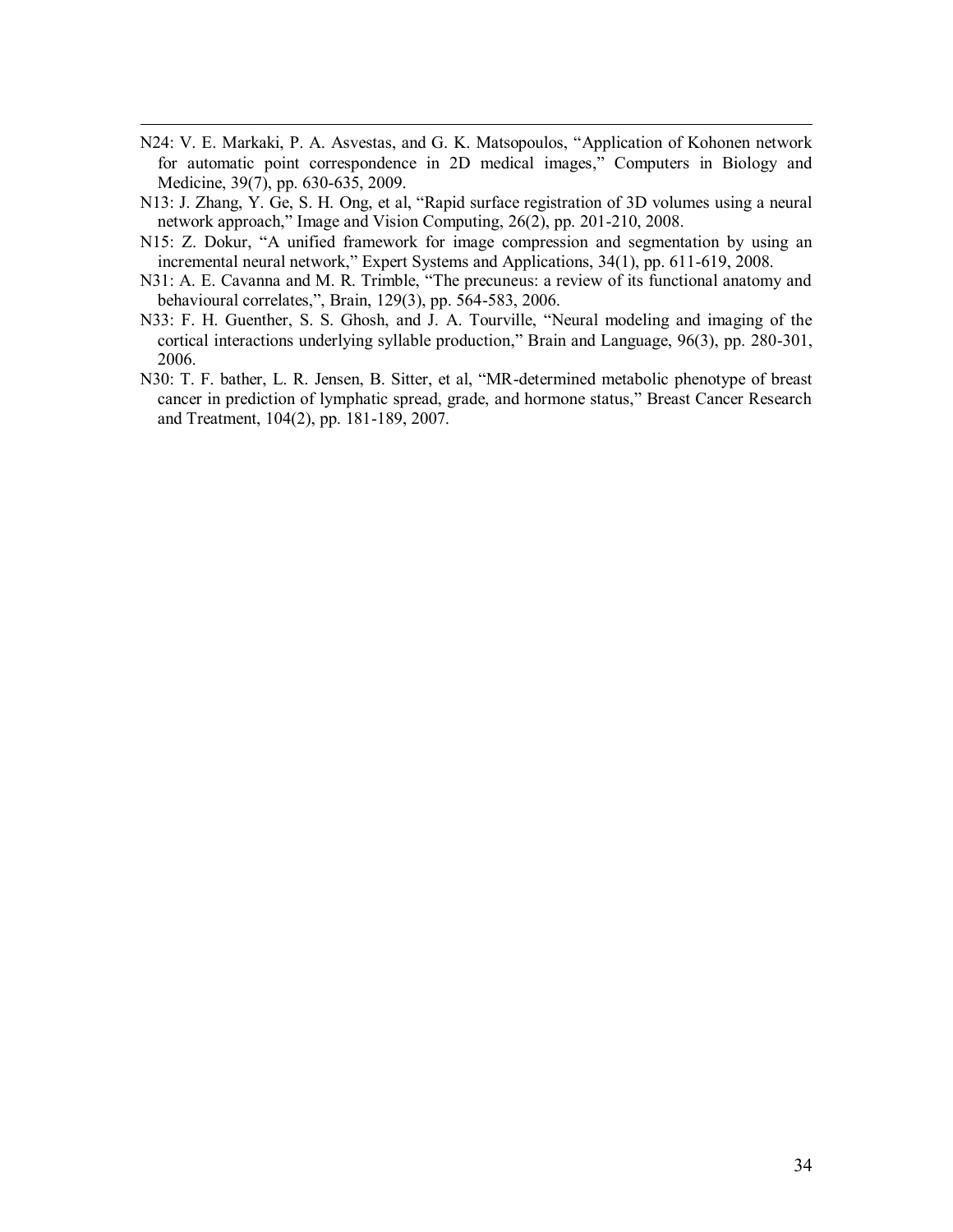N24: V. E. Markaki, P. A. Asvestas, and G. K. Matsopoulos, "Application of Kohonen network for automatic point correspondence in 2D medical images," Computers in Biology and Medicine, 39(7), pp. 630-635, 2009.

N13: J. Zhang, Y. Ge, S. H. Ong, et al, "Rapid surface registration of 3D volumes using a neural network approach," Image and Vision Computing, 26(2), pp. 201-210, 2008.

N15: Z. Dokur, "A unified framework for image compression and segmentation by using an incremental neural network," Expert Systems and Applications, 34(1), pp. 611-619, 2008.

N31: A. E. Cavanna and M. R. Trimble, "The precuneus: a review of its functional anatomy and behavioural correlates,", Brain, 129(3), pp. 564-583, 2006.

N33: F. H. Guenther, S. S. Ghosh, and J. A. Tourville, "Neural modeling and imaging of the cortical interactions underlying syllable production," Brain and Language, 96(3), pp. 280-301, 2006.

N30: T. F. bather, L. R. Jensen, B. Sitter, et al, "MR-determined metabolic phenotype of breast cancer in prediction of lymphatic spread, grade, and hormone status," Breast Cancer Research and Treatment, 104(2), pp. 181-189, 2007.